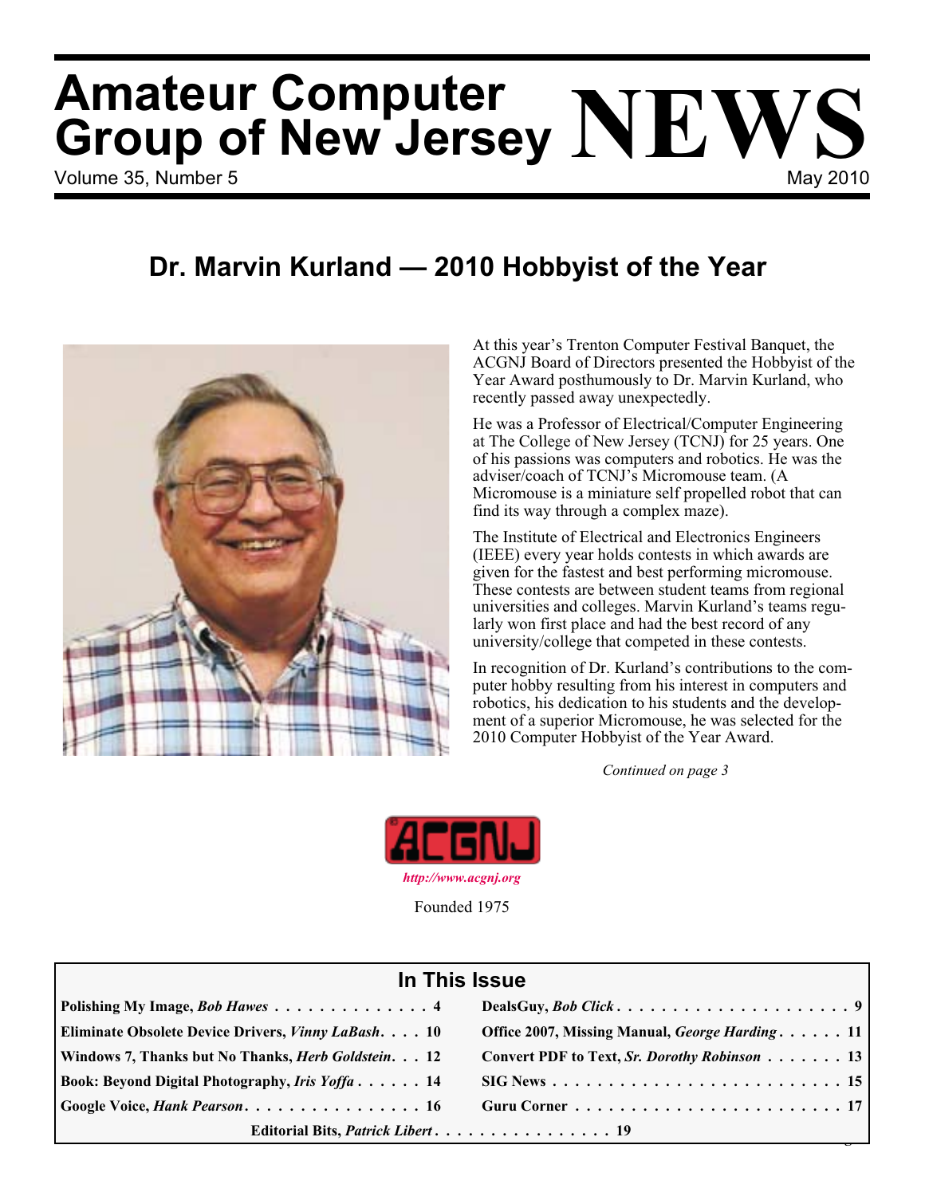# Amateur Computer Group of New Jersey NEWS

Volume 35, Number 5 May 2010

## Dr. Marvin Kurland — 2010 Hobbyist of the Year

At this year's Trenton Computer Festival Banquet, the ACGNJ Board of Directors presented the Hobbyist of the Year Award posthumously to Dr. Marvin Kurland, who recently passed away unexpectedly.

He was a Professor of Electrical/Computer Engineering at The College of New Jersey (TCNJ) for 25 years. One of his passions was computers and robotics. He was the adviser/coach of TCNJ's Micromouse team. (A Micromouse is a miniature self propelled robot that can find its way through a complex maze).

The Institute of Electrical and Electronics Engineers (IEEE) every year holds contests in which awards are given for the fastest and best performing micromouse. These contests are between student teams from regional universities and colleges. Marvin Kurland's teams regularly won first place and had the best record of any university/college that competed in these contests.

In recognition of Dr. Kurland's contributions to the computer hobby resulting from his interest in computers and robotics, his dedication to his students and the development of a superior Micromouse, he was selected for the 2010 Computer Hobbyist of the Year Award.

*Continued on page 3*

ACGNJ

*http://www.acgnj.org*

Founded 1975

### In This Issue

| | |
|---|---|
| **Polishing My Image, *Bob Hawes* . . . . 4** | **DealsGuy, *Bob Click* . . . . 9** |
| **Eliminate Obsolete Device Drivers, *Vinny LaBash* . . . . 10** | **Office 2007, Missing Manual, *George Harding* . . . . 11** |
| **Windows 7, Thanks but No Thanks, *Herb Goldstein* . . . 12** | **Convert PDF to Text, *Sr. Dorothy Robinson* . . . . 13** |
| **Book: Beyond Digital Photography, *Iris Yoffa* . . . . 14** | **SIG News . . . . 15** |
| **Google Voice, *Hank Pearson* . . . . 16** | **Guru Corner . . . . 17** |

**Editorial Bits, *Patrick Libert* . . . . 19**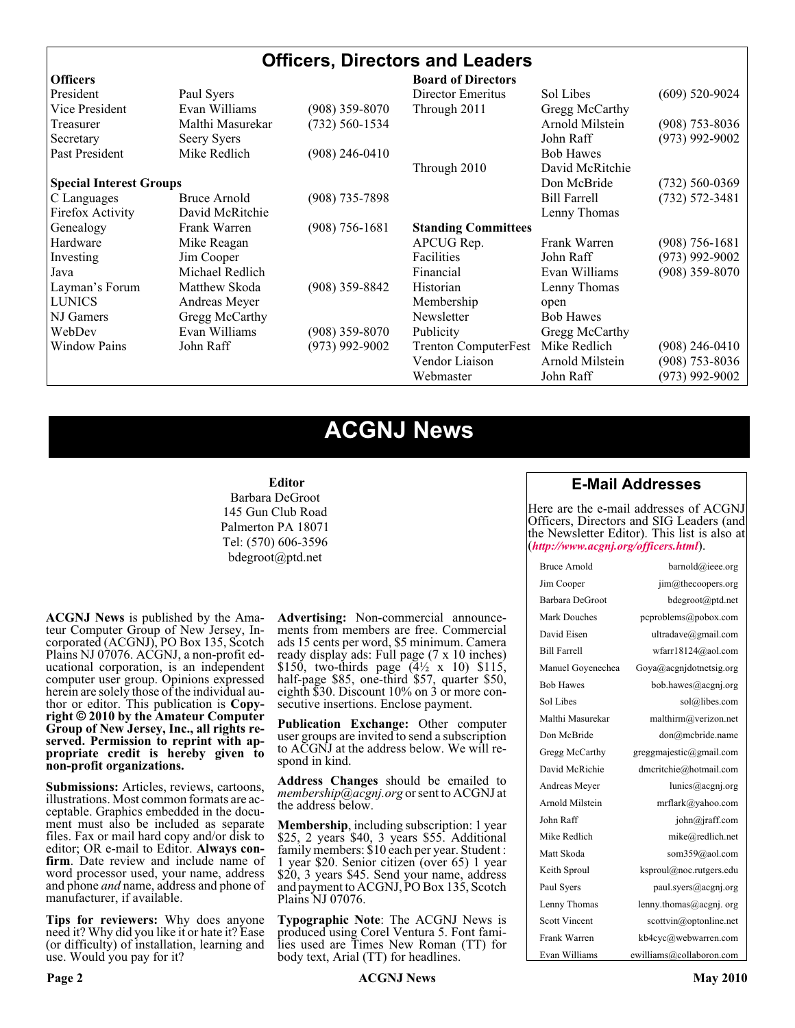# Officers, Directors and Leaders

| Officers | | | Board of Directors | | |
|---|---|---|---|---|---|
| President | Paul Syers | | Director Emeritus | Sol Libes | (609) 520-9024 |
| Vice President | Evan Williams | (908) 359-8070 | Through 2011 | Gregg McCarthy | |
| Treasurer | Malthi Masurekar | (732) 560-1534 | | Arnold Milstein | (908) 753-8036 |
| Secretary | Seery Syers | | | John Raff | (973) 992-9002 |
| Past President | Mike Redlich | (908) 246-0410 | | Bob Hawes | |
| | | | Through 2010 | David McRitchie | |
| **Special Interest Groups** | | | | Don McBride | (732) 560-0369 |
| C Languages | Bruce Arnold | (908) 735-7898 | | Bill Farrell | (732) 572-3481 |
| Firefox Activity | David McRitchie | | | Lenny Thomas | |
| Genealogy | Frank Warren | (908) 756-1681 | **Standing Committees** | | |
| Hardware | Mike Reagan | | APCUG Rep. | Frank Warren | (908) 756-1681 |
| Investing | Jim Cooper | | Facilities | John Raff | (973) 992-9002 |
| Java | Michael Redlich | | Financial | Evan Williams | (908) 359-8070 |
| Layman's Forum | Matthew Skoda | (908) 359-8842 | Historian | Lenny Thomas | |
| LUNICS | Andreas Meyer | | Membership | open | |
| NJ Gamers | Gregg McCarthy | | Newsletter | Bob Hawes | |
| WebDev | Evan Williams | (908) 359-8070 | Publicity | Gregg McCarthy | |
| Window Pains | John Raff | (973) 992-9002 | Trenton ComputerFest | Mike Redlich | (908) 246-0410 |
| | | | Vendor Liaison | Arnold Milstein | (908) 753-8036 |
| | | | Webmaster | John Raff | (973) 992-9002 |

# ACGNJ News

**Editor**
Barbara DeGroot
145 Gun Club Road
Palmerton PA 18071
Tel: (570) 606-3596
bdegroot@ptd.net

**ACGNJ News** is published by the Amateur Computer Group of New Jersey, Incorporated (ACGNJ), PO Box 135, Scotch Plains NJ 07076. ACGNJ, a non-profit educational corporation, is an independent computer user group. Opinions expressed herein are solely those of the individual author or editor. This publication is **Copyright © 2010 by the Amateur Computer Group of New Jersey, Inc., all rights reserved. Permission to reprint with appropriate credit is hereby given to non-profit organizations.**

**Submissions:** Articles, reviews, cartoons, illustrations. Most common formats are acceptable. Graphics embedded in the document must also be included as separate files. Fax or mail hard copy and/or disk to editor; OR e-mail to Editor. **Always confirm**. Date review and include name of word processor used, your name, address and phone *and* name, address and phone of manufacturer, if available.

**Tips for reviewers:** Why does anyone need it? Why did you like it or hate it? Ease (or difficulty) of installation, learning and use. Would you pay for it?

**Advertising:** Non-commercial announcements from members are free. Commercial ads 15 cents per word, $5 minimum. Camera ready display ads: Full page (7 x 10 inches) $150, two-thirds page (4½ x 10) $115, half-page $85, one-third $57, quarter $50, eighth $30. Discount 10% on 3 or more consecutive insertions. Enclose payment.

**Publication Exchange:** Other computer user groups are invited to send a subscription to ACGNJ at the address below. We will respond in kind.

**Address Changes** should be emailed to *membership@acgnj.org* or sent to ACGNJ at the address below.

**Membership**, including subscription: 1 year $25, 2 years $40, 3 years $55. Additional family members: $10 each per year. Student : 1 year $20. Senior citizen (over 65) 1 year $20, 3 years $45. Send your name, address and payment to ACGNJ, PO Box 135, Scotch Plains NJ 07076.

**Typographic Note**: The ACGNJ News is produced using Corel Ventura 5. Font families used are Times New Roman (TT) for body text, Arial (TT) for headlines.

## E-Mail Addresses

Here are the e-mail addresses of ACGNJ Officers, Directors and SIG Leaders (and the Newsletter Editor). This list is also at (***http://www.acgnj.org/officers.html***).

| | |
|---|---|
| Bruce Arnold | barnold@ieee.org |
| Jim Cooper | jim@thecoopers.org |
| Barbara DeGroot | bdegroot@ptd.net |
| Mark Douches | pcproblems@pobox.com |
| David Eisen | ultradave@gmail.com |
| Bill Farrell | wfarr18124@aol.com |
| Manuel Goyenechea | Goya@acgnjdotnetsig.org |
| Bob Hawes | bob.hawes@acgnj.org |
| Sol Libes | sol@libes.com |
| Malthi Masurekar | malthirm@verizon.net |
| Don McBride | don@mcbride.name |
| Gregg McCarthy | greggmajestic@gmail.com |
| David McRichie | dmcritchie@hotmail.com |
| Andreas Meyer | lunics@acgnj.org |
| Arnold Milstein | mrflark@yahoo.com |
| John Raff | john@jraff.com |
| Mike Redlich | mike@redlich.net |
| Matt Skoda | som359@aol.com |
| Keith Sproul | ksproul@noc.rutgers.edu |
| Paul Syers | paul.syers@acgnj.org |
| Lenny Thomas | lenny.thomas@acgnj. org |
| Scott Vincent | scottvin@optonline.net |
| Frank Warren | kb4cyc@webwarren.com |
| Evan Williams | ewilliams@collaboron.com |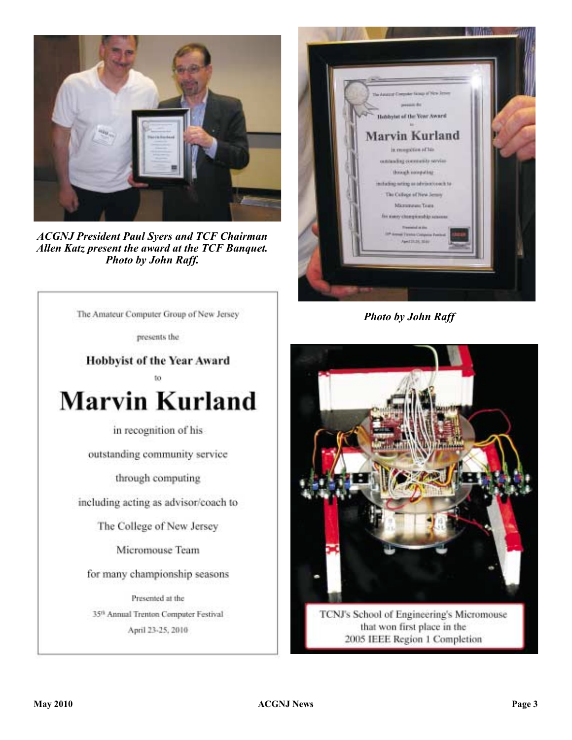*ACGNJ President Paul Syers and TCF Chairman Allen Katz present the award at the TCF Banquet. Photo by John Raff.*

*Photo by John Raff*

The Amateur Computer Group of New Jersey

presents the

**Hobbyist of the Year Award**

to

# Marvin Kurland

in recognition of his

outstanding community service

through computing

including acting as advisor/coach to

The College of New Jersey

Micromouse Team

for many championship seasons

Presented at the

35th Annual Trenton Computer Festival

April 23-25, 2010

TCNJ's School of Engineering's Micromouse that won first place in the 2005 IEEE Region 1 Completion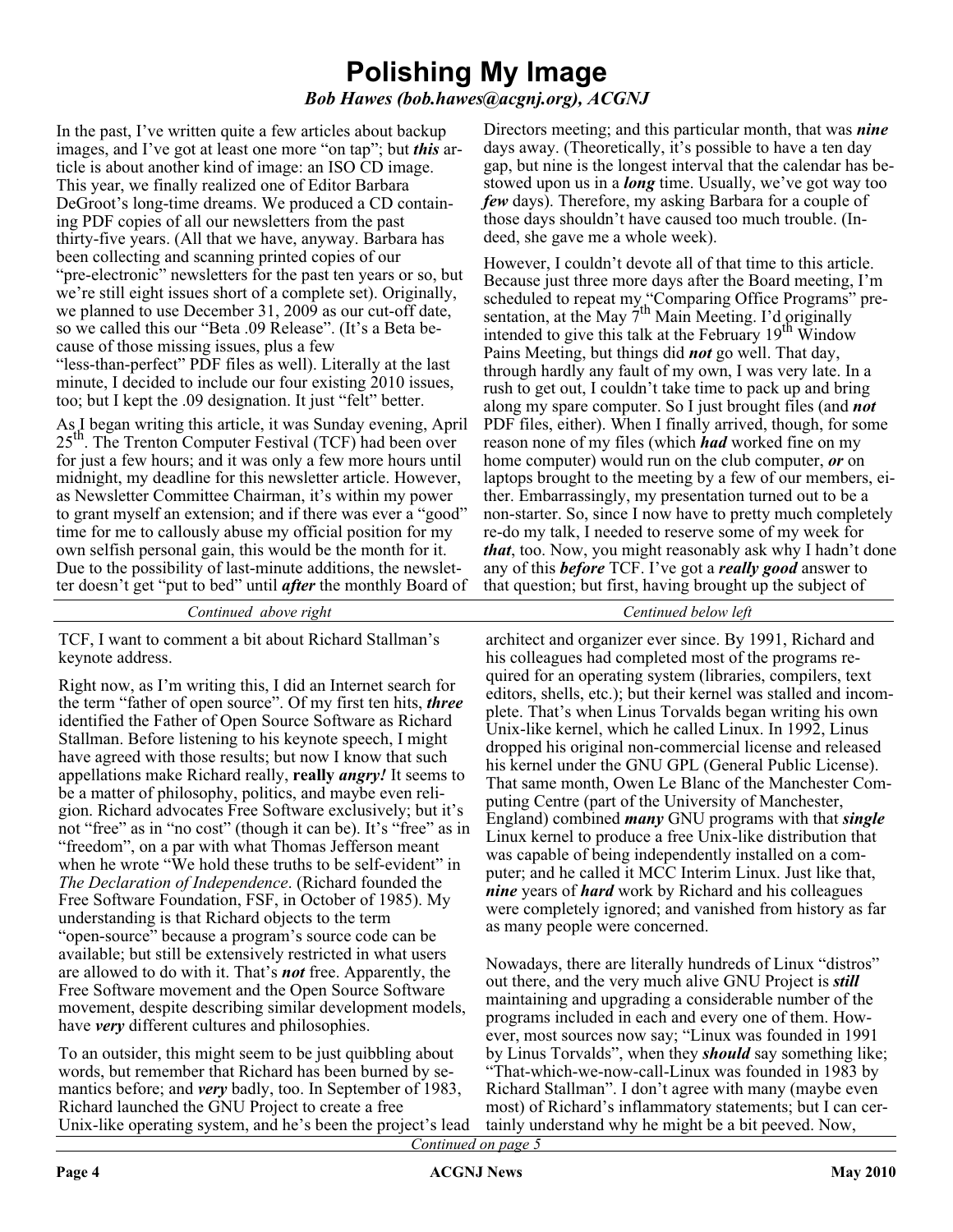# Polishing My Image

***Bob Hawes (bob.hawes@acgnj.org), ACGNJ***

In the past, I've written quite a few articles about backup images, and I've got at least one more "on tap"; but ***this*** article is about another kind of image: an ISO CD image. This year, we finally realized one of Editor Barbara DeGroot's long-time dreams. We produced a CD containing PDF copies of all our newsletters from the past thirty-five years. (All that we have, anyway. Barbara has been collecting and scanning printed copies of our "pre-electronic" newsletters for the past ten years or so, but we're still eight issues short of a complete set). Originally, we planned to use December 31, 2009 as our cut-off date, so we called this our "Beta .09 Release". (It's a Beta because of those missing issues, plus a few "less-than-perfect" PDF files as well). Literally at the last minute, I decided to include our four existing 2010 issues, too; but I kept the .09 designation. It just "felt" better.

As I began writing this article, it was Sunday evening, April 25th. The Trenton Computer Festival (TCF) had been over for just a few hours; and it was only a few more hours until midnight, my deadline for this newsletter article. However, as Newsletter Committee Chairman, it's within my power to grant myself an extension; and if there was ever a "good" time for me to callously abuse my official position for my own selfish personal gain, this would be the month for it. Due to the possibility of last-minute additions, the newsletter doesn't get "put to bed" until ***after*** the monthly Board of Directors meeting; and this particular month, that was ***nine*** days away. (Theoretically, it's possible to have a ten day gap, but nine is the longest interval that the calendar has bestowed upon us in a ***long*** time. Usually, we've got way too ***few*** days). Therefore, my asking Barbara for a couple of those days shouldn't have caused too much trouble. (Indeed, she gave me a whole week).

However, I couldn't devote all of that time to this article. Because just three more days after the Board meeting, I'm scheduled to repeat my "Comparing Office Programs" presentation, at the May 7th Main Meeting. I'd originally intended to give this talk at the February 19th Window Pains Meeting, but things did ***not*** go well. That day, through hardly any fault of my own, I was very late. In a rush to get out, I couldn't take time to pack up and bring along my spare computer. So I just brought files (and ***not*** PDF files, either). When I finally arrived, though, for some reason none of my files (which ***had*** worked fine on my home computer) would run on the club computer, ***or*** on laptops brought to the meeting by a few of our members, either. Embarrassingly, my presentation turned out to be a non-starter. So, since I now have to pretty much completely re-do my talk, I needed to reserve some of my week for ***that***, too. Now, you might reasonably ask why I hadn't done any of this ***before*** TCF. I've got a ***really good*** answer to that question; but first, having brought up the subject of TCF, I want to comment a bit about Richard Stallman's keynote address.

Right now, as I'm writing this, I did an Internet search for the term "father of open source". Of my first ten hits, ***three*** identified the Father of Open Source Software as Richard Stallman. Before listening to his keynote speech, I might have agreed with those results; but now I know that such appellations make Richard really, **really *angry!*** It seems to be a matter of philosophy, politics, and maybe even religion. Richard advocates Free Software exclusively; but it's not "free" as in "no cost" (though it can be). It's "free" as in "freedom", on a par with what Thomas Jefferson meant when he wrote "We hold these truths to be self-evident" in *The Declaration of Independence*. (Richard founded the Free Software Foundation, FSF, in October of 1985). My understanding is that Richard objects to the term "open-source" because a program's source code can be available; but still be extensively restricted in what users are allowed to do with it. That's ***not*** free. Apparently, the Free Software movement and the Open Source Software movement, despite describing similar development models, have ***very*** different cultures and philosophies.

To an outsider, this might seem to be just quibbling about words, but remember that Richard has been burned by semantics before; and ***very*** badly, too. In September of 1983, Richard launched the GNU Project to create a free Unix-like operating system, and he's been the project's lead architect and organizer ever since. By 1991, Richard and his colleagues had completed most of the programs required for an operating system (libraries, compilers, text editors, shells, etc.); but their kernel was stalled and incomplete. That's when Linus Torvalds began writing his own Unix-like kernel, which he called Linux. In 1992, Linus dropped his original non-commercial license and released his kernel under the GNU GPL (General Public License). That same month, Owen Le Blanc of the Manchester Computing Centre (part of the University of Manchester, England) combined ***many*** GNU programs with that ***single*** Linux kernel to produce a free Unix-like distribution that was capable of being independently installed on a computer; and he called it MCC Interim Linux. Just like that, ***nine*** years of ***hard*** work by Richard and his colleagues were completely ignored; and vanished from history as far as many people were concerned.

Nowadays, there are literally hundreds of Linux "distros" out there, and the very much alive GNU Project is ***still*** maintaining and upgrading a considerable number of the programs included in each and every one of them. However, most sources now say; "Linux was founded in 1991 by Linus Torvalds", when they ***should*** say something like; "That-which-we-now-call-Linux was founded in 1983 by Richard Stallman". I don't agree with many (maybe even most) of Richard's inflammatory statements; but I can certainly understand why he might be a bit peeved. Now,

*Continued on page 5*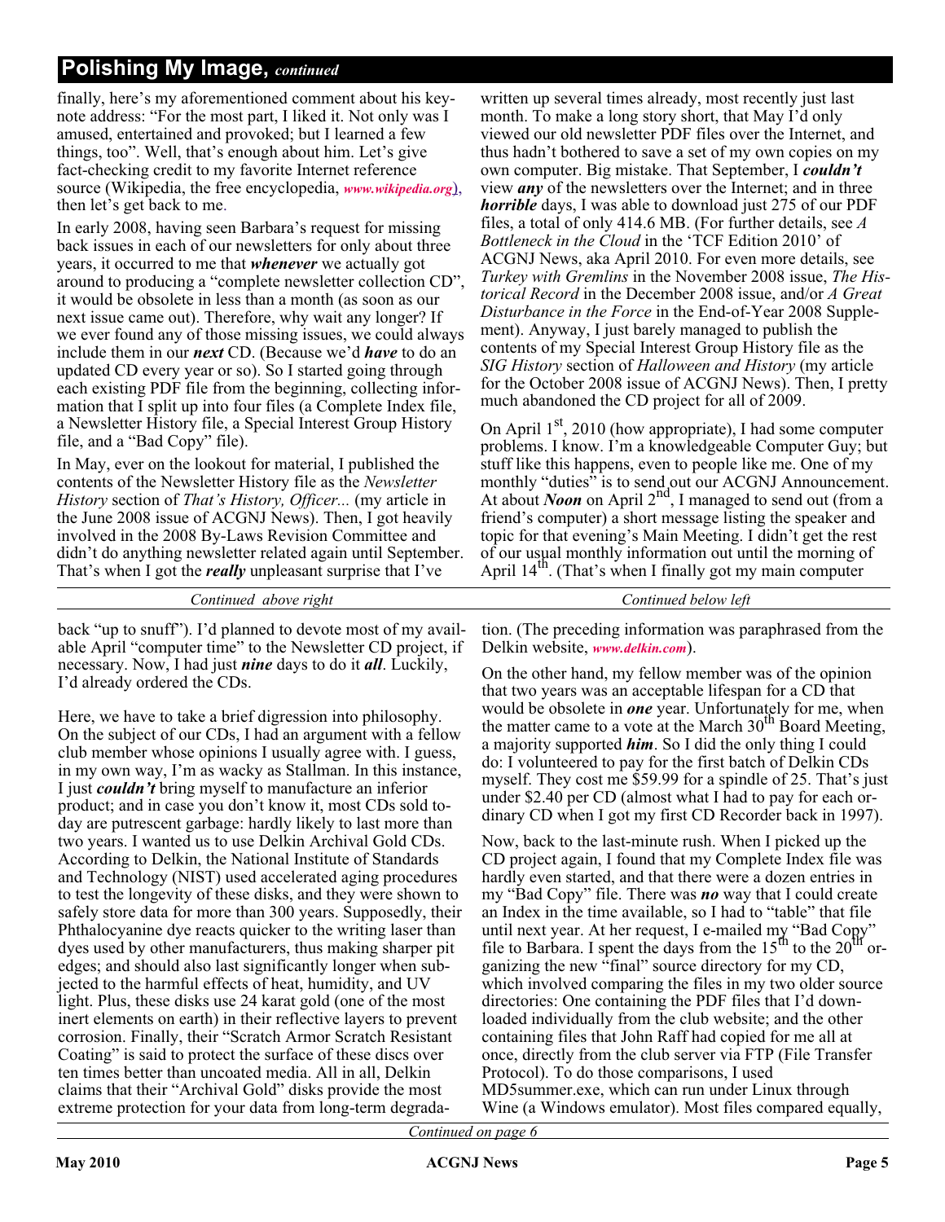## Polishing My Image, *continued*

finally, here's my aforementioned comment about his keynote address: "For the most part, I liked it. Not only was I amused, entertained and provoked; but I learned a few things, too". Well, that's enough about him. Let's give fact-checking credit to my favorite Internet reference source (Wikipedia, the free encyclopedia, *www.wikipedia.org*), then let's get back to me.

In early 2008, having seen Barbara's request for missing back issues in each of our newsletters for only about three years, it occurred to me that ***whenever*** we actually got around to producing a "complete newsletter collection CD", it would be obsolete in less than a month (as soon as our next issue came out). Therefore, why wait any longer? If we ever found any of those missing issues, we could always include them in our ***next*** CD. (Because we'd ***have*** to do an updated CD every year or so). So I started going through each existing PDF file from the beginning, collecting information that I split up into four files (a Complete Index file, a Newsletter History file, a Special Interest Group History file, and a "Bad Copy" file).

In May, ever on the lookout for material, I published the contents of the Newsletter History file as the *Newsletter History* section of *That's History, Officer...* (my article in the June 2008 issue of ACGNJ News). Then, I got heavily involved in the 2008 By-Laws Revision Committee and didn't do anything newsletter related again until September. That's when I got the ***really*** unpleasant surprise that I've written up several times already, most recently just last month. To make a long story short, that May I'd only viewed our old newsletter PDF files over the Internet, and thus hadn't bothered to save a set of my own copies on my own computer. Big mistake. That September, I ***couldn't*** view ***any*** of the newsletters over the Internet; and in three ***horrible*** days, I was able to download just 275 of our PDF files, a total of only 414.6 MB. (For further details, see *A Bottleneck in the Cloud* in the 'TCF Edition 2010' of ACGNJ News, aka April 2010. For even more details, see *Turkey with Gremlins* in the November 2008 issue, *The Historical Record* in the December 2008 issue, and/or *A Great Disturbance in the Force* in the End-of-Year 2008 Supplement). Anyway, I just barely managed to publish the contents of my Special Interest Group History file as the *SIG History* section of *Halloween and History* (my article for the October 2008 issue of ACGNJ News). Then, I pretty much abandoned the CD project for all of 2009.

On April 1st, 2010 (how appropriate), I had some computer problems. I know. I'm a knowledgeable Computer Guy; but stuff like this happens, even to people like me. One of my monthly "duties" is to send out our ACGNJ Announcement. At about ***Noon*** on April 2nd, I managed to send out (from a friend's computer) a short message listing the speaker and topic for that evening's Main Meeting. I didn't get the rest of our usual monthly information out until the morning of April 14th. (That's when I finally got my main computer back "up to snuff"). I'd planned to devote most of my available April "computer time" to the Newsletter CD project, if necessary. Now, I had just ***nine*** days to do it ***all***. Luckily, I'd already ordered the CDs.

Here, we have to take a brief digression into philosophy. On the subject of our CDs, I had an argument with a fellow club member whose opinions I usually agree with. I guess, in my own way, I'm as wacky as Stallman. In this instance, I just ***couldn't*** bring myself to manufacture an inferior product; and in case you don't know it, most CDs sold today are putrescent garbage: hardly likely to last more than two years. I wanted us to use Delkin Archival Gold CDs. According to Delkin, the National Institute of Standards and Technology (NIST) used accelerated aging procedures to test the longevity of these disks, and they were shown to safely store data for more than 300 years. Supposedly, their Phthalocyanine dye reacts quicker to the writing laser than dyes used by other manufacturers, thus making sharper pit edges; and should also last significantly longer when subjected to the harmful effects of heat, humidity, and UV light. Plus, these disks use 24 karat gold (one of the most inert elements on earth) in their reflective layers to prevent corrosion. Finally, their "Scratch Armor Scratch Resistant Coating" is said to protect the surface of these discs over ten times better than uncoated media. All in all, Delkin claims that their "Archival Gold" disks provide the most extreme protection for your data from long-term degradation. (The preceding information was paraphrased from the Delkin website, *www.delkin.com*).

On the other hand, my fellow member was of the opinion that two years was an acceptable lifespan for a CD that would be obsolete in ***one*** year. Unfortunately for me, when the matter came to a vote at the March 30th Board Meeting, a majority supported ***him***. So I did the only thing I could do: I volunteered to pay for the first batch of Delkin CDs myself. They cost me $59.99 for a spindle of 25. That's just under $2.40 per CD (almost what I had to pay for each ordinary CD when I got my first CD Recorder back in 1997).

Now, back to the last-minute rush. When I picked up the CD project again, I found that my Complete Index file was hardly even started, and that there were a dozen entries in my "Bad Copy" file. There was ***no*** way that I could create an Index in the time available, so I had to "table" that file until next year. At her request, I e-mailed my "Bad Copy" file to Barbara. I spent the days from the 15th to the 20th organizing the new "final" source directory for my CD, which involved comparing the files in my two older source directories: One containing the PDF files that I'd downloaded individually from the club website; and the other containing files that John Raff had copied for me all at once, directly from the club server via FTP (File Transfer Protocol). To do those comparisons, I used MD5summer.exe, which can run under Linux through Wine (a Windows emulator). Most files compared equally,

*Continued on page 6*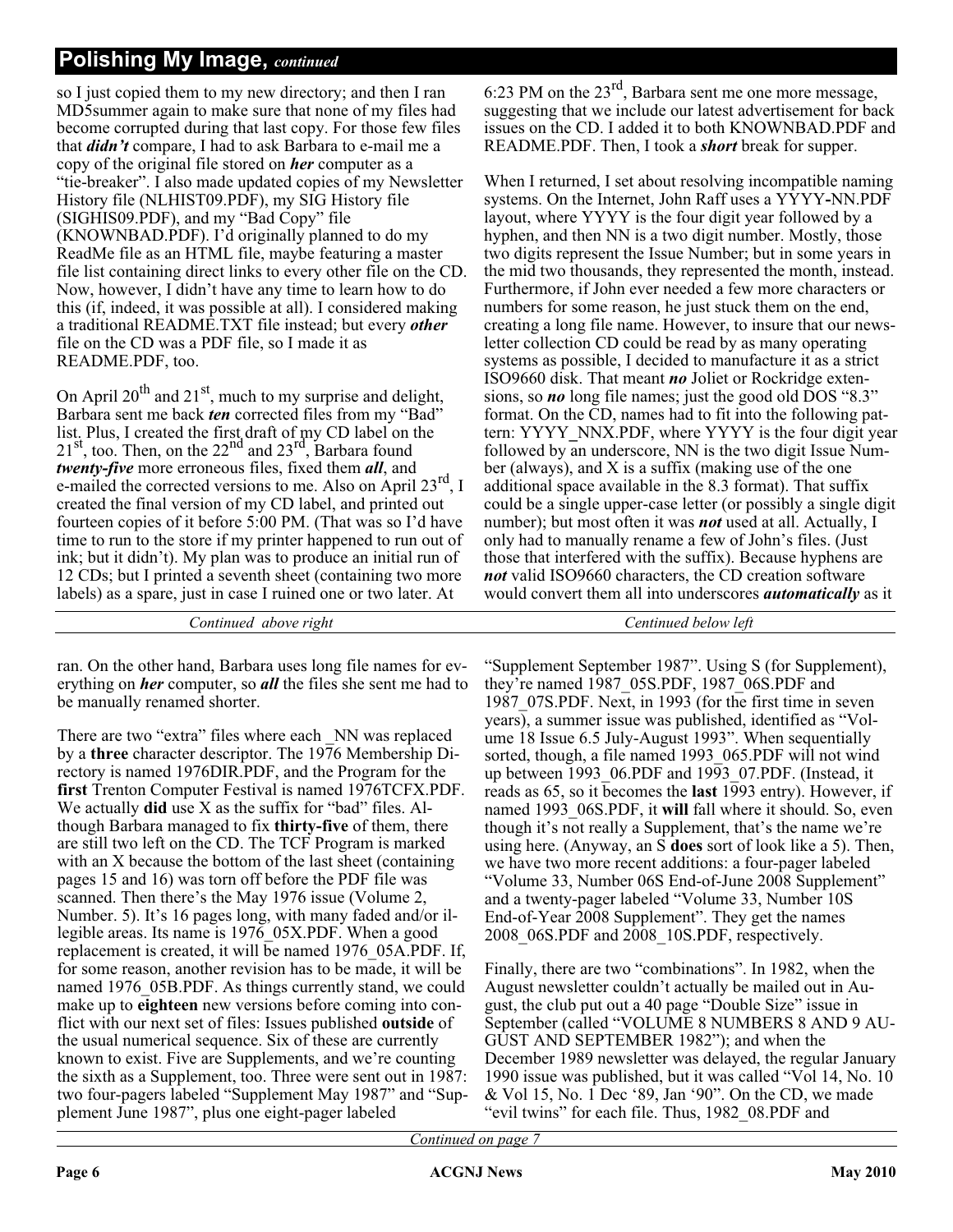## Polishing My Image, *continued*

so I just copied them to my new directory; and then I ran MD5summer again to make sure that none of my files had become corrupted during that last copy. For those few files that ***didn't*** compare, I had to ask Barbara to e-mail me a copy of the original file stored on ***her*** computer as a "tie-breaker". I also made updated copies of my Newsletter History file (NLHIST09.PDF), my SIG History file (SIGHIS09.PDF), and my "Bad Copy" file (KNOWNBAD.PDF). I'd originally planned to do my ReadMe file as an HTML file, maybe featuring a master file list containing direct links to every other file on the CD. Now, however, I didn't have any time to learn how to do this (if, indeed, it was possible at all). I considered making a traditional README.TXT file instead; but every ***other*** file on the CD was a PDF file, so I made it as README.PDF, too.

On April 20th and 21st, much to my surprise and delight, Barbara sent me back ***ten*** corrected files from my "Bad" list. Plus, I created the first draft of my CD label on the 21st, too. Then, on the 22nd and 23rd, Barbara found ***twenty-five*** more erroneous files, fixed them ***all***, and e-mailed the corrected versions to me. Also on April 23rd, I created the final version of my CD label, and printed out fourteen copies of it before 5:00 PM. (That was so I'd have time to run to the store if my printer happened to run out of ink; but it didn't). My plan was to produce an initial run of 12 CDs; but I printed a seventh sheet (containing two more labels) as a spare, just in case I ruined one or two later. At 6:23 PM on the 23rd, Barbara sent me one more message, suggesting that we include our latest advertisement for back issues on the CD. I added it to both KNOWNBAD.PDF and README.PDF. Then, I took a ***short*** break for supper.

When I returned, I set about resolving incompatible naming systems. On the Internet, John Raff uses a YYYY-NN.PDF layout, where YYYY is the four digit year followed by a hyphen, and then NN is a two digit number. Mostly, those two digits represent the Issue Number; but in some years in the mid two thousands, they represented the month, instead. Furthermore, if John ever needed a few more characters or numbers for some reason, he just stuck them on the end, creating a long file name. However, to insure that our newsletter collection CD could be read by as many operating systems as possible, I decided to manufacture it as a strict ISO9660 disk. That meant ***no*** Joliet or Rockridge extensions, so ***no*** long file names; just the good old DOS "8.3" format. On the CD, names had to fit into the following pattern: YYYY_NNX.PDF, where YYYY is the four digit year followed by an underscore, NN is the two digit Issue Number (always), and X is a suffix (making use of the one additional space available in the 8.3 format). That suffix could be a single upper-case letter (or possibly a single digit number); but most often it was ***not*** used at all. Actually, I only had to manually rename a few of John's files. (Just those that interfered with the suffix). Because hyphens are ***not*** valid ISO9660 characters, the CD creation software would convert them all into underscores ***automatically*** as it ran. On the other hand, Barbara uses long file names for everything on ***her*** computer, so ***all*** the files she sent me had to be manually renamed shorter.

There are two "extra" files where each _NN was replaced by a **three** character descriptor. The 1976 Membership Directory is named 1976DIR.PDF, and the Program for the **first** Trenton Computer Festival is named 1976TCFX.PDF. We actually **did** use X as the suffix for "bad" files. Although Barbara managed to fix **thirty-five** of them, there are still two left on the CD. The TCF Program is marked with an X because the bottom of the last sheet (containing pages 15 and 16) was torn off before the PDF file was scanned. Then there's the May 1976 issue (Volume 2, Number. 5). It's 16 pages long, with many faded and/or illegible areas. Its name is 1976_05X.PDF. When a good replacement is created, it will be named 1976_05A.PDF. If, for some reason, another revision has to be made, it will be named 1976_05B.PDF. As things currently stand, we could make up to **eighteen** new versions before coming into conflict with our next set of files: Issues published **outside** of the usual numerical sequence. Six of these are currently known to exist. Five are Supplements, and we're counting the sixth as a Supplement, too. Three were sent out in 1987: two four-pagers labeled "Supplement May 1987" and "Supplement June 1987", plus one eight-pager labeled "Supplement September 1987". Using S (for Supplement), they're named 1987_05S.PDF, 1987_06S.PDF and 1987_07S.PDF. Next, in 1993 (for the first time in seven years), a summer issue was published, identified as "Volume 18 Issue 6.5 July-August 1993". When sequentially sorted, though, a file named 1993_065.PDF will not wind up between 1993_06.PDF and 1993_07.PDF. (Instead, it reads as 65, so it becomes the **last** 1993 entry). However, if named 1993_06S.PDF, it **will** fall where it should. So, even though it's not really a Supplement, that's the name we're using here. (Anyway, an S **does** sort of look like a 5). Then, we have two more recent additions: a four-pager labeled "Volume 33, Number 06S End-of-June 2008 Supplement" and a twenty-pager labeled "Volume 33, Number 10S End-of-Year 2008 Supplement". They get the names 2008_06S.PDF and 2008_10S.PDF, respectively.

Finally, there are two "combinations". In 1982, when the August newsletter couldn't actually be mailed out in August, the club put out a 40 page "Double Size" issue in September (called "VOLUME 8 NUMBERS 8 AND 9 AUGUST AND SEPTEMBER 1982"); and when the December 1989 newsletter was delayed, the regular January 1990 issue was published, but it was called "Vol 14, No. 10 & Vol 15, No. 1 Dec '89, Jan '90". On the CD, we made "evil twins" for each file. Thus, 1982_08.PDF and

*Continued on page 7*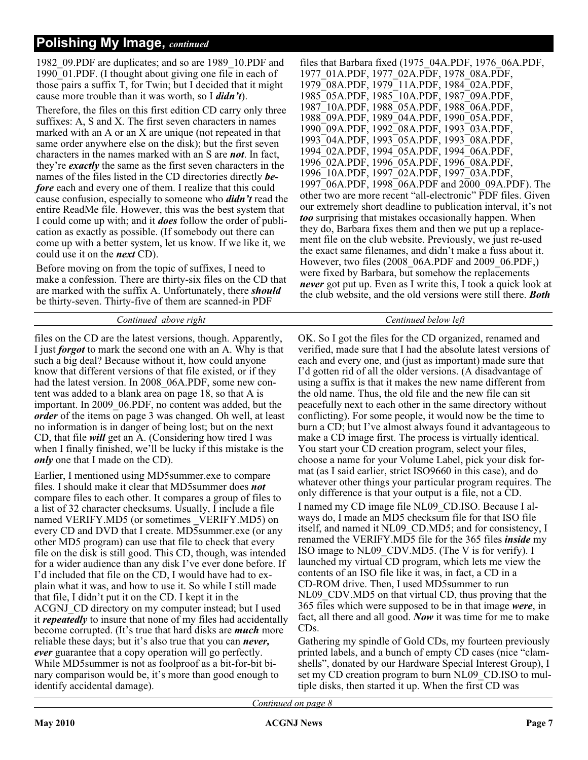## Polishing My Image, *continued*

1982_09.PDF are duplicates; and so are 1989_10.PDF and 1990_01.PDF. (I thought about giving one file in each of those pairs a suffix T, for Twin; but I decided that it might cause more trouble than it was worth, so I ***didn't***).

Therefore, the files on this first edition CD carry only three suffixes: A, S and X. The first seven characters in names marked with an A or an X are unique (not repeated in that same order anywhere else on the disk); but the first seven characters in the names marked with an S are ***not***. In fact, they're ***exactly*** the same as the first seven characters in the names of the files listed in the CD directories directly ***before*** each and every one of them. I realize that this could cause confusion, especially to someone who ***didn't*** read the entire ReadMe file. However, this was the best system that I could come up with; and it ***does*** follow the order of publication as exactly as possible. (If somebody out there can come up with a better system, let us know. If we like it, we could use it on the ***next*** CD).

Before moving on from the topic of suffixes, I need to make a confession. There are thirty-six files on the CD that are marked with the suffix A. Unfortunately, there ***should*** be thirty-seven. Thirty-five of them are scanned-in PDF files that Barbara fixed (1975_04A.PDF, 1976_06A.PDF, 1977_01A.PDF, 1977_02A.PDF, 1978_08A.PDF, 1979_08A.PDF, 1979_11A.PDF, 1984_02A.PDF, 1985_05A.PDF, 1985_10A.PDF, 1987_09A.PDF, 1987_10A.PDF, 1988_05A.PDF, 1988_06A.PDF, 1988_09A.PDF, 1989_04A.PDF, 1990_05A.PDF, 1990_09A.PDF, 1992_08A.PDF, 1993_03A.PDF, 1993_04A.PDF, 1993_05A.PDF, 1993_08A.PDF, 1994_02A.PDF, 1994_05A.PDF, 1994_06A.PDF, 1996_02A.PDF, 1996_05A.PDF, 1996_08A.PDF, 1996_10A.PDF, 1997_02A.PDF, 1997_03A.PDF, 1997_06A.PDF, 1998_06A.PDF and 2000_09A.PDF). The other two are more recent "all-electronic" PDF files. Given our extremely short deadline to publication interval, it's not ***too*** surprising that mistakes occasionally happen. When they do, Barbara fixes them and then we put up a replacement file on the club website. Previously, we just re-used the exact same filenames, and didn't make a fuss about it. However, two files (2008_06A.PDF and 2009_06.PDF,) were fixed by Barbara, but somehow the replacements ***never*** got put up. Even as I write this, I took a quick look at the club website, and the old versions were still there. ***Both*** files on the CD are the latest versions, though. Apparently, I just ***forgot*** to mark the second one with an A. Why is that such a big deal? Because without it, how could anyone know that different versions of that file existed, or if they had the latest version. In 2008_06A.PDF, some new content was added to a blank area on page 18, so that A is important. In 2009_06.PDF, no content was added, but the ***order*** of the items on page 3 was changed. Oh well, at least no information is in danger of being lost; but on the next CD, that file ***will*** get an A. (Considering how tired I was when I finally finished, we'll be lucky if this mistake is the ***only*** one that I made on the CD).

Earlier, I mentioned using MD5summer.exe to compare files. I should make it clear that MD5summer does ***not*** compare files to each other. It compares a group of files to a list of 32 character checksums. Usually, I include a file named VERIFY.MD5 (or sometimes _VERIFY.MD5) on every CD and DVD that I create. MD5summer.exe (or any other MD5 program) can use that file to check that every file on the disk is still good. This CD, though, was intended for a wider audience than any disk I've ever done before. If I'd included that file on the CD, I would have had to explain what it was, and how to use it. So while I still made that file, I didn't put it on the CD. I kept it in the ACGNJ_CD directory on my computer instead; but I used it ***repeatedly*** to insure that none of my files had accidentally become corrupted. (It's true that hard disks are ***much*** more reliable these days; but it's also true that you can ***never, ever*** guarantee that a copy operation will go perfectly. While MD5summer is not as foolproof as a bit-for-bit binary comparison would be, it's more than good enough to identify accidental damage).

OK. So I got the files for the CD organized, renamed and verified, made sure that I had the absolute latest versions of each and every one, and (just as important) made sure that I'd gotten rid of all the older versions. (A disadvantage of using a suffix is that it makes the new name different from the old name. Thus, the old file and the new file can sit peacefully next to each other in the same directory without conflicting). For some people, it would now be the time to burn a CD; but I've almost always found it advantageous to make a CD image first. The process is virtually identical. You start your CD creation program, select your files, choose a name for your Volume Label, pick your disk format (as I said earlier, strict ISO9660 in this case), and do whatever other things your particular program requires. The only difference is that your output is a file, not a CD.

I named my CD image file NL09_CD.ISO. Because I always do, I made an MD5 checksum file for that ISO file itself, and named it NL09_CD.MD5; and for consistency, I renamed the VERIFY.MD5 file for the 365 files ***inside*** my ISO image to NL09_CDV.MD5. (The V is for verify). I launched my virtual CD program, which lets me view the contents of an ISO file like it was, in fact, a CD in a CD-ROM drive. Then, I used MD5summer to run NL09_CDV.MD5 on that virtual CD, thus proving that the 365 files which were supposed to be in that image ***were***, in fact, all there and all good. ***Now*** it was time for me to make CDs.

Gathering my spindle of Gold CDs, my fourteen previously printed labels, and a bunch of empty CD cases (nice "clamshells", donated by our Hardware Special Interest Group), I set my CD creation program to burn NL09_CD.ISO to multiple disks, then started it up. When the first CD was

*Continued on page 8*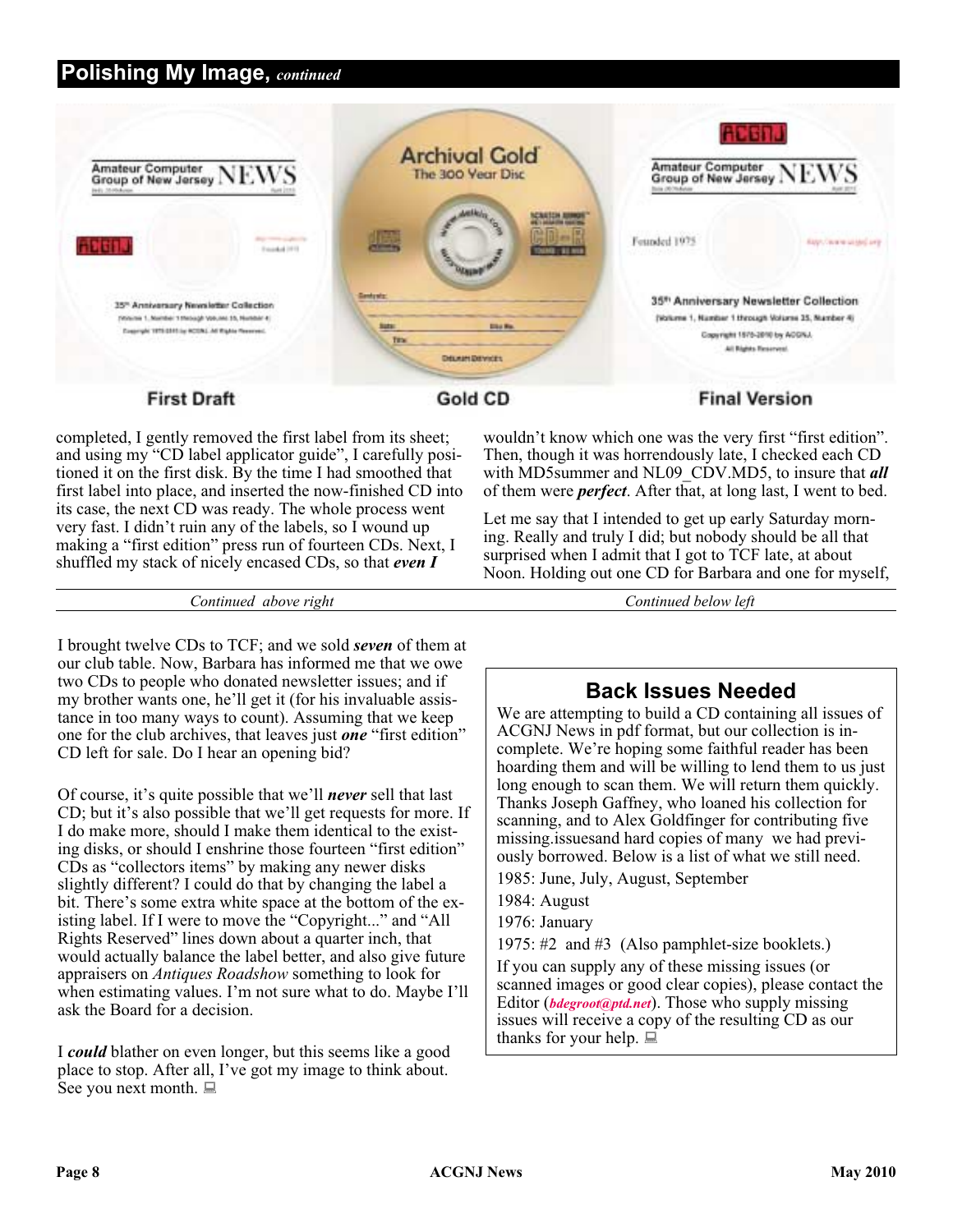## Polishing My Image, *continued*

First Draft

Gold CD

Final Version

completed, I gently removed the first label from its sheet; and using my "CD label applicator guide", I carefully positioned it on the first disk. By the time I had smoothed that first label into place, and inserted the now-finished CD into its case, the next CD was ready. The whole process went very fast. I didn't ruin any of the labels, so I wound up making a "first edition" press run of fourteen CDs. Next, I shuffled my stack of nicely encased CDs, so that ***even I*** wouldn't know which one was the very first "first edition". Then, though it was horrendously late, I checked each CD with MD5summer and NL09_CDV.MD5, to insure that ***all*** of them were ***perfect***. After that, at long last, I went to bed.

Let me say that I intended to get up early Saturday morning. Really and truly I did; but nobody should be all that surprised when I admit that I got to TCF late, at about Noon. Holding out one CD for Barbara and one for myself, I brought twelve CDs to TCF; and we sold ***seven*** of them at our club table. Now, Barbara has informed me that we owe two CDs to people who donated newsletter issues; and if my brother wants one, he'll get it (for his invaluable assistance in too many ways to count). Assuming that we keep one for the club archives, that leaves just ***one*** "first edition" CD left for sale. Do I hear an opening bid?

Of course, it's quite possible that we'll ***never*** sell that last CD; but it's also possible that we'll get requests for more. If I do make more, should I make them identical to the existing disks, or should I enshrine those fourteen "first edition" CDs as "collectors items" by making any newer disks slightly different? I could do that by changing the label a bit. There's some extra white space at the bottom of the existing label. If I were to move the "Copyright..." and "All Rights Reserved" lines down about a quarter inch, that would actually balance the label better, and also give future appraisers on *Antiques Roadshow* something to look for when estimating values. I'm not sure what to do. Maybe I'll ask the Board for a decision.

I ***could*** blather on even longer, but this seems like a good place to stop. After all, I've got my image to think about. See you next month.

## Back Issues Needed

We are attempting to build a CD containing all issues of ACGNJ News in pdf format, but our collection is incomplete. We're hoping some faithful reader has been hoarding them and will be willing to lend them to us just long enough to scan them. We will return them quickly. Thanks Joseph Gaffney, who loaned his collection for scanning, and to Alex Goldfinger for contributing five missing.issuesand hard copies of many we had previously borrowed. Below is a list of what we still need.

1985: June, July, August, September

1984: August

1976: January

1975: #2 and #3 (Also pamphlet-size booklets.)

If you can supply any of these missing issues (or scanned images or good clear copies), please contact the Editor (*bdegroot@ptd.net*). Those who supply missing issues will receive a copy of the resulting CD as our thanks for your help.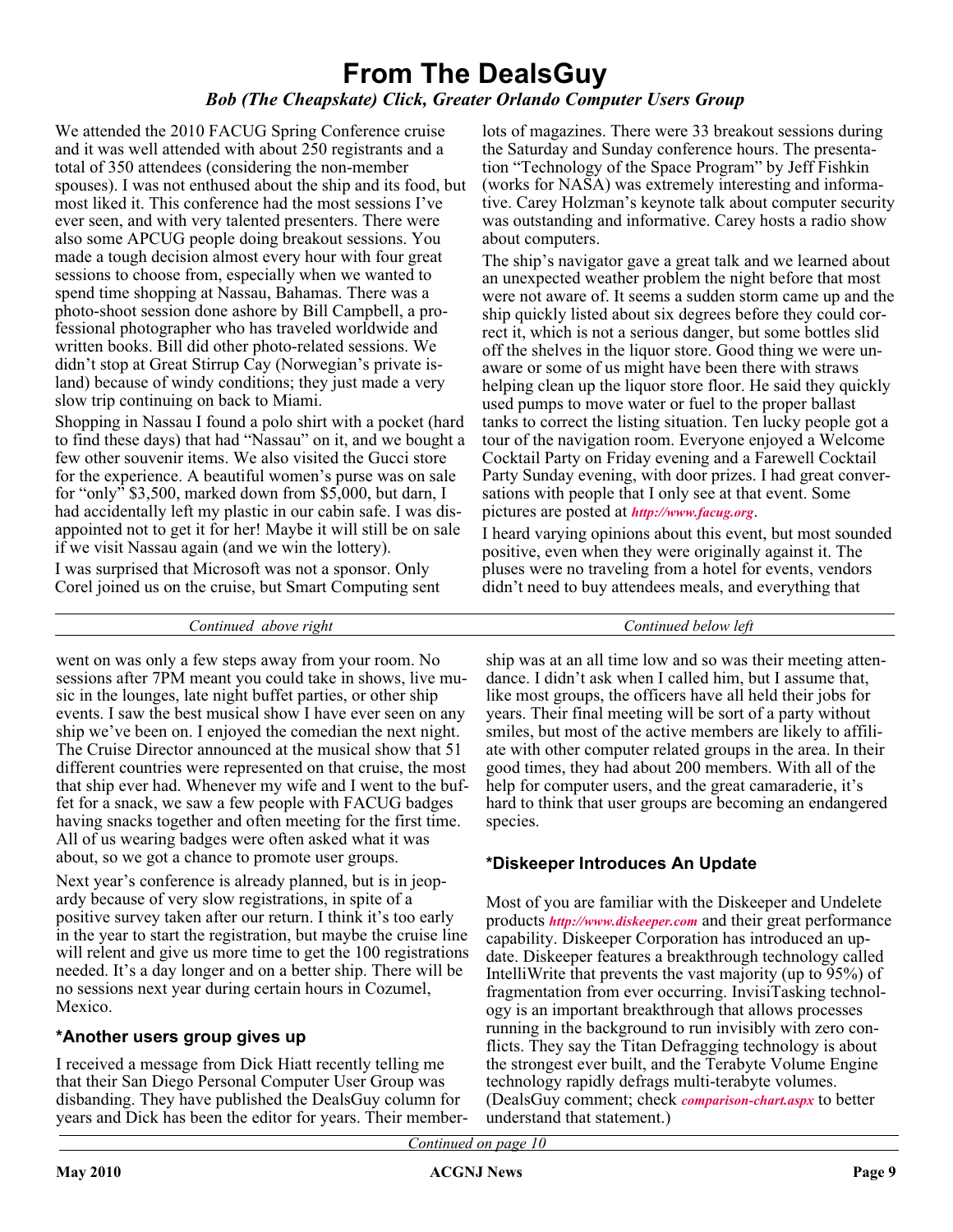# From The DealsGuy

*Bob (The Cheapskate) Click, Greater Orlando Computer Users Group*

We attended the 2010 FACUG Spring Conference cruise and it was well attended with about 250 registrants and a total of 350 attendees (considering the non-member spouses). I was not enthused about the ship and its food, but most liked it. This conference had the most sessions I've ever seen, and with very talented presenters. There were also some APCUG people doing breakout sessions. You made a tough decision almost every hour with four great sessions to choose from, especially when we wanted to spend time shopping at Nassau, Bahamas. There was a photo-shoot session done ashore by Bill Campbell, a professional photographer who has traveled worldwide and written books. Bill did other photo-related sessions. We didn't stop at Great Stirrup Cay (Norwegian's private island) because of windy conditions; they just made a very slow trip continuing on back to Miami.

Shopping in Nassau I found a polo shirt with a pocket (hard to find these days) that had "Nassau" on it, and we bought a few other souvenir items. We also visited the Gucci store for the experience. A beautiful women's purse was on sale for "only" $3,500, marked down from $5,000, but darn, I had accidentally left my plastic in our cabin safe. I was disappointed not to get it for her! Maybe it will still be on sale if we visit Nassau again (and we win the lottery).

I was surprised that Microsoft was not a sponsor. Only Corel joined us on the cruise, but Smart Computing sent lots of magazines. There were 33 breakout sessions during the Saturday and Sunday conference hours. The presentation "Technology of the Space Program" by Jeff Fishkin (works for NASA) was extremely interesting and informative. Carey Holzman's keynote talk about computer security was outstanding and informative. Carey hosts a radio show about computers.

The ship's navigator gave a great talk and we learned about an unexpected weather problem the night before that most were not aware of. It seems a sudden storm came up and the ship quickly listed about six degrees before they could correct it, which is not a serious danger, but some bottles slid off the shelves in the liquor store. Good thing we were unaware or some of us might have been there with straws helping clean up the liquor store floor. He said they quickly used pumps to move water or fuel to the proper ballast tanks to correct the listing situation. Ten lucky people got a tour of the navigation room. Everyone enjoyed a Welcome Cocktail Party on Friday evening and a Farewell Cocktail Party Sunday evening, with door prizes. I had great conversations with people that I only see at that event. Some pictures are posted at *http://www.facug.org*.

I heard varying opinions about this event, but most sounded positive, even when they were originally against it. The pluses were no traveling from a hotel for events, vendors didn't need to buy attendees meals, and everything that went on was only a few steps away from your room. No sessions after 7PM meant you could take in shows, live music in the lounges, late night buffet parties, or other ship events. I saw the best musical show I have ever seen on any ship we've been on. I enjoyed the comedian the next night. The Cruise Director announced at the musical show that 51 different countries were represented on that cruise, the most that ship ever had. Whenever my wife and I went to the buffet for a snack, we saw a few people with FACUG badges having snacks together and often meeting for the first time. All of us wearing badges were often asked what it was about, so we got a chance to promote user groups.

Next year's conference is already planned, but is in jeopardy because of very slow registrations, in spite of a positive survey taken after our return. I think it's too early in the year to start the registration, but maybe the cruise line will relent and give us more time to get the 100 registrations needed. It's a day longer and on a better ship. There will be no sessions next year during certain hours in Cozumel, Mexico.

## *Another users group gives up

I received a message from Dick Hiatt recently telling me that their San Diego Personal Computer User Group was disbanding. They have published the DealsGuy column for years and Dick has been the editor for years. Their membership was at an all time low and so was their meeting attendance. I didn't ask when I called him, but I assume that, like most groups, the officers have all held their jobs for years. Their final meeting will be sort of a party without smiles, but most of the active members are likely to affiliate with other computer related groups in the area. In their good times, they had about 200 members. With all of the help for computer users, and the great camaraderie, it's hard to think that user groups are becoming an endangered species.

## *Diskeeper Introduces An Update

Most of you are familiar with the Diskeeper and Undelete products *http://www.diskeeper.com* and their great performance capability. Diskeeper Corporation has introduced an update. Diskeeper features a breakthrough technology called IntelliWrite that prevents the vast majority (up to 95%) of fragmentation from ever occurring. InvisiTasking technology is an important breakthrough that allows processes running in the background to run invisibly with zero conflicts. They say the Titan Defragging technology is about the strongest ever built, and the Terabyte Volume Engine technology rapidly defrags multi-terabyte volumes. (DealsGuy comment; check *comparison-chart.aspx* to better understand that statement.)

*Continued on page 10*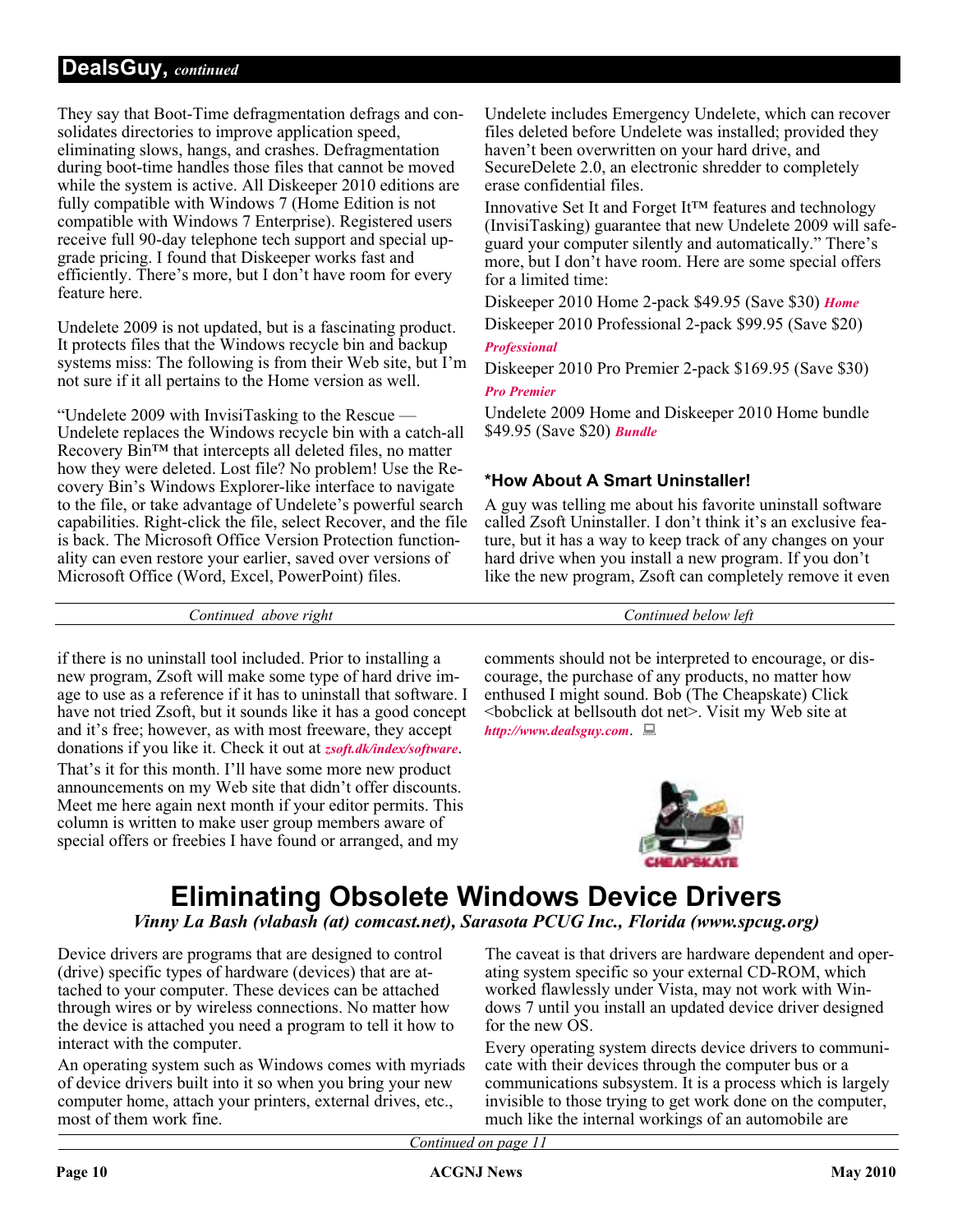## DealsGuy, *continued*

They say that Boot-Time defragmentation defrags and consolidates directories to improve application speed, eliminating slows, hangs, and crashes. Defragmentation during boot-time handles those files that cannot be moved while the system is active. All Diskeeper 2010 editions are fully compatible with Windows 7 (Home Edition is not compatible with Windows 7 Enterprise). Registered users receive full 90-day telephone tech support and special upgrade pricing. I found that Diskeeper works fast and efficiently. There's more, but I don't have room for every feature here.

Undelete 2009 is not updated, but is a fascinating product. It protects files that the Windows recycle bin and backup systems miss: The following is from their Web site, but I'm not sure if it all pertains to the Home version as well.

"Undelete 2009 with InvisiTasking to the Rescue — Undelete replaces the Windows recycle bin with a catch-all Recovery Bin™ that intercepts all deleted files, no matter how they were deleted. Lost file? No problem! Use the Recovery Bin's Windows Explorer-like interface to navigate to the file, or take advantage of Undelete's powerful search capabilities. Right-click the file, select Recover, and the file is back. The Microsoft Office Version Protection functionality can even restore your earlier, saved over versions of Microsoft Office (Word, Excel, PowerPoint) files.

Undelete includes Emergency Undelete, which can recover files deleted before Undelete was installed; provided they haven't been overwritten on your hard drive, and SecureDelete 2.0, an electronic shredder to completely erase confidential files.

Innovative Set It and Forget It™ features and technology (InvisiTasking) guarantee that new Undelete 2009 will safeguard your computer silently and automatically." There's more, but I don't have room. Here are some special offers for a limited time:

Diskeeper 2010 Home 2-pack $49.95 (Save $30) ***Home***

Diskeeper 2010 Professional 2-pack $99.95 (Save $20) ***Professional***

Diskeeper 2010 Pro Premier 2-pack $169.95 (Save $30) ***Pro Premier***

Undelete 2009 Home and Diskeeper 2010 Home bundle $49.95 (Save $20) ***Bundle***

### *How About A Smart Uninstaller!

A guy was telling me about his favorite uninstall software called Zsoft Uninstaller. I don't think it's an exclusive feature, but it has a way to keep track of any changes on your hard drive when you install a new program. If you don't like the new program, Zsoft can completely remove it even if there is no uninstall tool included. Prior to installing a new program, Zsoft will make some type of hard drive image to use as a reference if it has to uninstall that software. I have not tried Zsoft, but it sounds like it has a good concept and it's free; however, as with most freeware, they accept donations if you like it. Check it out at ***zsoft.dk/index/software***.

That's it for this month. I'll have some more new product announcements on my Web site that didn't offer discounts. Meet me here again next month if your editor permits. This column is written to make user group members aware of special offers or freebies I have found or arranged, and my comments should not be interpreted to encourage, or discourage, the purchase of any products, no matter how enthused I might sound. Bob (The Cheapskate) Click <bobclick at bellsouth dot net>. Visit my Web site at ***http://www.dealsguy.com***.

# Eliminating Obsolete Windows Device Drivers

*Vinny La Bash (vlabash (at) comcast.net), Sarasota PCUG Inc., Florida (www.spcug.org)*

Device drivers are programs that are designed to control (drive) specific types of hardware (devices) that are attached to your computer. These devices can be attached through wires or by wireless connections. No matter how the device is attached you need a program to tell it how to interact with the computer.

An operating system such as Windows comes with myriads of device drivers built into it so when you bring your new computer home, attach your printers, external drives, etc., most of them work fine.

The caveat is that drivers are hardware dependent and operating system specific so your external CD-ROM, which worked flawlessly under Vista, may not work with Windows 7 until you install an updated device driver designed for the new OS.

Every operating system directs device drivers to communicate with their devices through the computer bus or a communications subsystem. It is a process which is largely invisible to those trying to get work done on the computer, much like the internal workings of an automobile are

*Continued on page 11*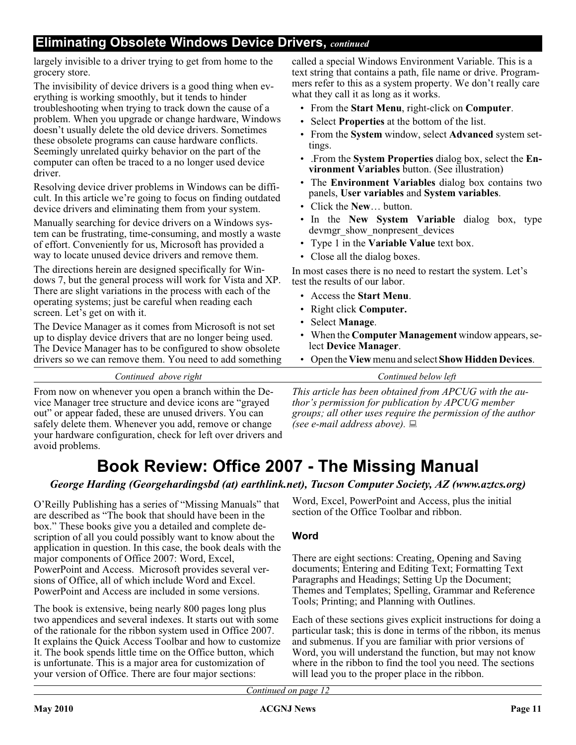## Eliminating Obsolete Windows Device Drivers, *continued*

largely invisible to a driver trying to get from home to the grocery store.

The invisibility of device drivers is a good thing when everything is working smoothly, but it tends to hinder troubleshooting when trying to track down the cause of a problem. When you upgrade or change hardware, Windows doesn't usually delete the old device drivers. Sometimes these obsolete programs can cause hardware conflicts. Seemingly unrelated quirky behavior on the part of the computer can often be traced to a no longer used device driver.

Resolving device driver problems in Windows can be difficult. In this article we're going to focus on finding outdated device drivers and eliminating them from your system.

Manually searching for device drivers on a Windows system can be frustrating, time-consuming, and mostly a waste of effort. Conveniently for us, Microsoft has provided a way to locate unused device drivers and remove them.

The directions herein are designed specifically for Windows 7, but the general process will work for Vista and XP. There are slight variations in the process with each of the operating systems; just be careful when reading each screen. Let's get on with it.

The Device Manager as it comes from Microsoft is not set up to display device drivers that are no longer being used. The Device Manager has to be configured to show obsolete drivers so we can remove them. You need to add something called a special Windows Environment Variable. This is a text string that contains a path, file name or drive. Programmers refer to this as a system property. We don't really care what they call it as long as it works.

- From the **Start Menu**, right-click on **Computer**.
- Select **Properties** at the bottom of the list.
- From the **System** window, select **Advanced** system settings.
- .From the **System Properties** dialog box, select the **Environment Variables** button. (See illustration)
- The **Environment Variables** dialog box contains two panels, **User variables** and **System variables**.
- Click the **New**… button.
- In the **New System Variable** dialog box, type devmgr_show_nonpresent_devices
- Type 1 in the **Variable Value** text box.
- Close all the dialog boxes.

In most cases there is no need to restart the system. Let's test the results of our labor.

- Access the **Start Menu**.
- Right click **Computer.**
- Select **Manage**.
- When the **Computer Management** window appears, select **Device Manager**.
- Open the **View** menu and select **Show Hidden Devices**.

From now on whenever you open a branch within the Device Manager tree structure and device icons are "grayed out" or appear faded, these are unused drivers. You can safely delete them. Whenever you add, remove or change your hardware configuration, check for left over drivers and avoid problems.

*This article has been obtained from APCUG with the author's permission for publication by APCUG member groups; all other uses require the permission of the author (see e-mail address above).*

# Book Review: Office 2007 - The Missing Manual

***George Harding (Georgehardingsbd (at) earthlink.net), Tucson Computer Society, AZ (www.aztcs.org)***

O'Reilly Publishing has a series of "Missing Manuals" that are described as "The book that should have been in the box." These books give you a detailed and complete description of all you could possibly want to know about the application in question. In this case, the book deals with the major components of Office 2007: Word, Excel, PowerPoint and Access. Microsoft provides several versions of Office, all of which include Word and Excel. PowerPoint and Access are included in some versions.

The book is extensive, being nearly 800 pages long plus two appendices and several indexes. It starts out with some of the rationale for the ribbon system used in Office 2007. It explains the Quick Access Toolbar and how to customize it. The book spends little time on the Office button, which is unfortunate. This is a major area for customization of your version of Office. There are four major sections: Word, Excel, PowerPoint and Access, plus the initial section of the Office Toolbar and ribbon.

### Word

There are eight sections: Creating, Opening and Saving documents; Entering and Editing Text; Formatting Text Paragraphs and Headings; Setting Up the Document; Themes and Templates; Spelling, Grammar and Reference Tools; Printing; and Planning with Outlines.

Each of these sections gives explicit instructions for doing a particular task; this is done in terms of the ribbon, its menus and submenus. If you are familiar with prior versions of Word, you will understand the function, but may not know where in the ribbon to find the tool you need. The sections will lead you to the proper place in the ribbon.

*Continued on page 12*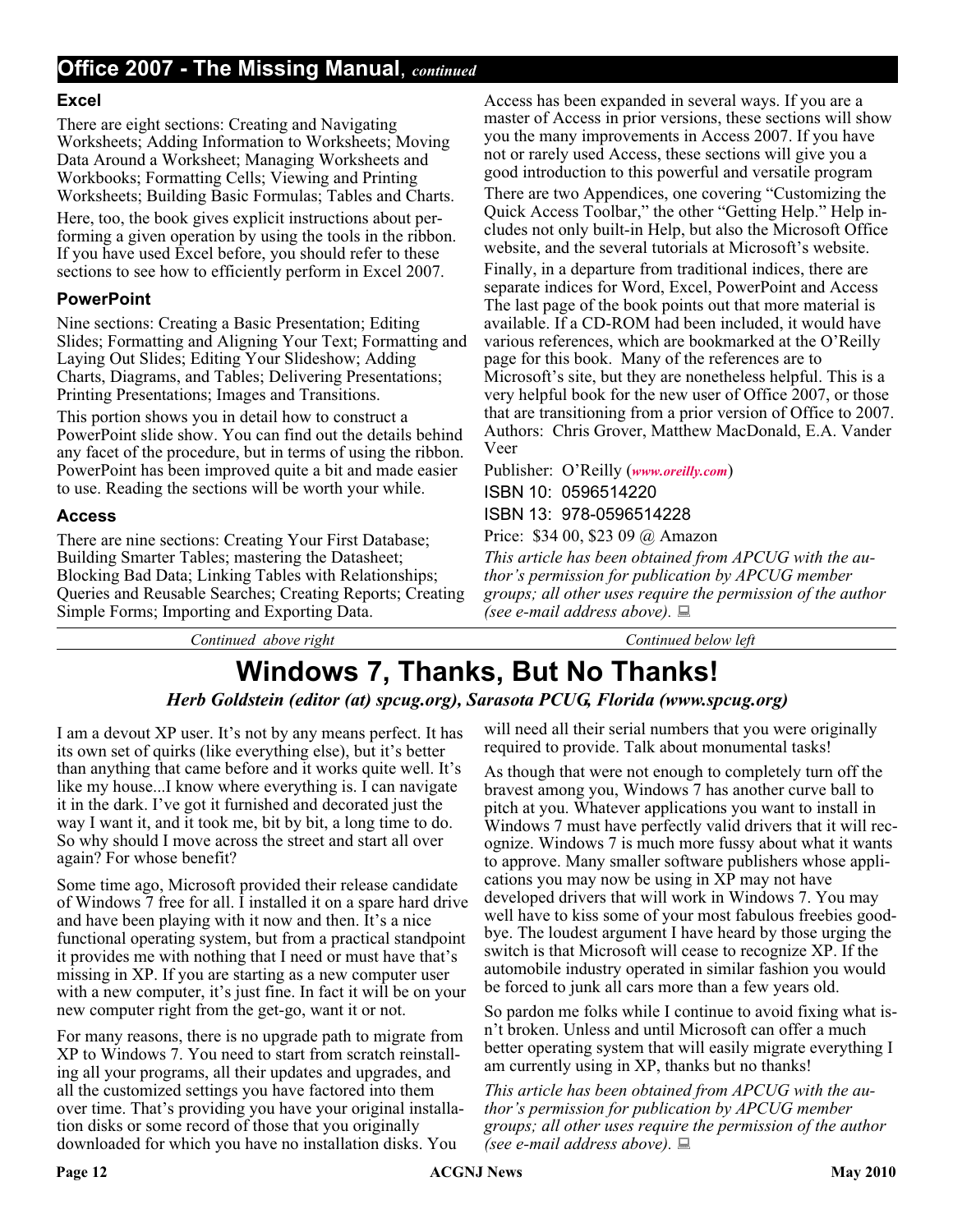## Office 2007 - The Missing Manual, *continued*

### Excel

There are eight sections: Creating and Navigating Worksheets; Adding Information to Worksheets; Moving Data Around a Worksheet; Managing Worksheets and Workbooks; Formatting Cells; Viewing and Printing Worksheets; Building Basic Formulas; Tables and Charts.

Here, too, the book gives explicit instructions about performing a given operation by using the tools in the ribbon. If you have used Excel before, you should refer to these sections to see how to efficiently perform in Excel 2007.

### PowerPoint

Nine sections: Creating a Basic Presentation; Editing Slides; Formatting and Aligning Your Text; Formatting and Laying Out Slides; Editing Your Slideshow; Adding Charts, Diagrams, and Tables; Delivering Presentations; Printing Presentations; Images and Transitions.

This portion shows you in detail how to construct a PowerPoint slide show. You can find out the details behind any facet of the procedure, but in terms of using the ribbon. PowerPoint has been improved quite a bit and made easier to use. Reading the sections will be worth your while.

### Access

There are nine sections: Creating Your First Database; Building Smarter Tables; mastering the Datasheet; Blocking Bad Data; Linking Tables with Relationships; Queries and Reusable Searches; Creating Reports; Creating Simple Forms; Importing and Exporting Data.

Access has been expanded in several ways. If you are a master of Access in prior versions, these sections will show you the many improvements in Access 2007. If you have not or rarely used Access, these sections will give you a good introduction to this powerful and versatile program

There are two Appendices, one covering "Customizing the Quick Access Toolbar," the other "Getting Help." Help includes not only built-in Help, but also the Microsoft Office website, and the several tutorials at Microsoft's website.

Finally, in a departure from traditional indices, there are separate indices for Word, Excel, PowerPoint and Access The last page of the book points out that more material is available. If a CD-ROM had been included, it would have various references, which are bookmarked at the O'Reilly page for this book. Many of the references are to Microsoft's site, but they are nonetheless helpful. This is a very helpful book for the new user of Office 2007, or those that are transitioning from a prior version of Office to 2007.

Authors: Chris Grover, Matthew MacDonald, E.A. Vander Veer

Publisher: O'Reilly (*www.oreilly.com*)

ISBN 10: 0596514220

ISBN 13: 978-0596514228

Price: $34 00, $23 09 @ Amazon

*This article has been obtained from APCUG with the author's permission for publication by APCUG member groups; all other uses require the permission of the author (see e-mail address above).*

# Windows 7, Thanks, But No Thanks!

***Herb Goldstein (editor (at) spcug.org), Sarasota PCUG, Florida (www.spcug.org)***

I am a devout XP user. It's not by any means perfect. It has its own set of quirks (like everything else), but it's better than anything that came before and it works quite well. It's like my house...I know where everything is. I can navigate it in the dark. I've got it furnished and decorated just the way I want it, and it took me, bit by bit, a long time to do. So why should I move across the street and start all over again? For whose benefit?

Some time ago, Microsoft provided their release candidate of Windows 7 free for all. I installed it on a spare hard drive and have been playing with it now and then. It's a nice functional operating system, but from a practical standpoint it provides me with nothing that I need or must have that's missing in XP. If you are starting as a new computer user with a new computer, it's just fine. In fact it will be on your new computer right from the get-go, want it or not.

For many reasons, there is no upgrade path to migrate from XP to Windows 7. You need to start from scratch reinstalling all your programs, all their updates and upgrades, and all the customized settings you have factored into them over time. That's providing you have your original installation disks or some record of those that you originally downloaded for which you have no installation disks. You will need all their serial numbers that you were originally required to provide. Talk about monumental tasks!

As though that were not enough to completely turn off the bravest among you, Windows 7 has another curve ball to pitch at you. Whatever applications you want to install in Windows 7 must have perfectly valid drivers that it will recognize. Windows 7 is much more fussy about what it wants to approve. Many smaller software publishers whose applications you may now be using in XP may not have developed drivers that will work in Windows 7. You may well have to kiss some of your most fabulous freebies goodbye. The loudest argument I have heard by those urging the switch is that Microsoft will cease to recognize XP. If the automobile industry operated in similar fashion you would be forced to junk all cars more than a few years old.

So pardon me folks while I continue to avoid fixing what isn't broken. Unless and until Microsoft can offer a much better operating system that will easily migrate everything I am currently using in XP, thanks but no thanks!

*This article has been obtained from APCUG with the author's permission for publication by APCUG member groups; all other uses require the permission of the author (see e-mail address above).*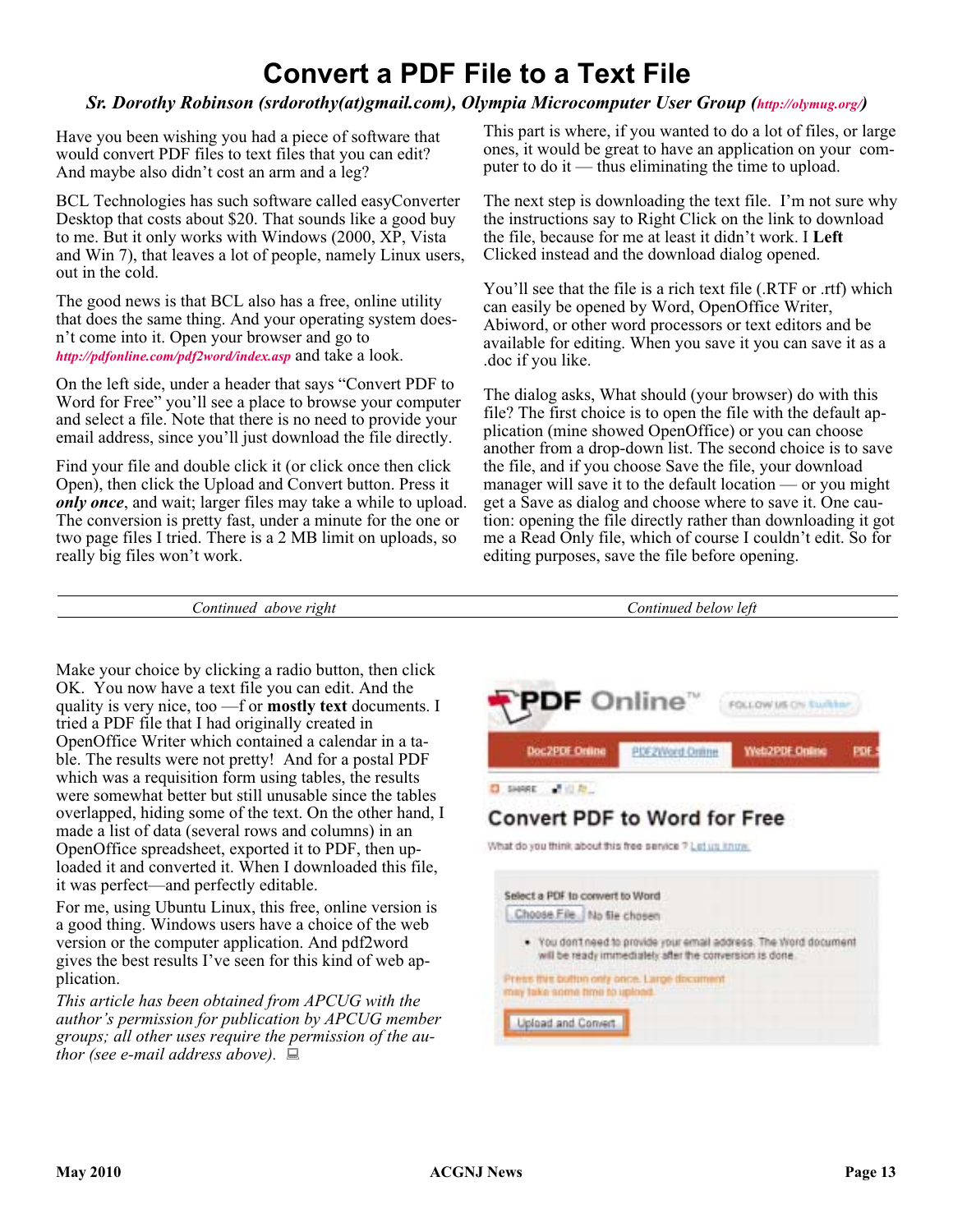# Convert a PDF File to a Text File

***Sr. Dorothy Robinson (srdorothy(at)gmail.com), Olympia Microcomputer User Group (http://olymug.org/)***

Have you been wishing you had a piece of software that would convert PDF files to text files that you can edit? And maybe also didn't cost an arm and a leg?

BCL Technologies has such software called easyConverter Desktop that costs about $20. That sounds like a good buy to me. But it only works with Windows (2000, XP, Vista and Win 7), that leaves a lot of people, namely Linux users, out in the cold.

The good news is that BCL also has a free, online utility that does the same thing. And your operating system doesn't come into it. Open your browser and go to *http://pdfonline.com/pdf2word/index.asp* and take a look.

On the left side, under a header that says "Convert PDF to Word for Free" you'll see a place to browse your computer and select a file. Note that there is no need to provide your email address, since you'll just download the file directly.

Find your file and double click it (or click once then click Open), then click the Upload and Convert button. Press it ***only once***, and wait; larger files may take a while to upload. The conversion is pretty fast, under a minute for the one or two page files I tried. There is a 2 MB limit on uploads, so really big files won't work.

This part is where, if you wanted to do a lot of files, or large ones, it would be great to have an application on your computer to do it — thus eliminating the time to upload.

The next step is downloading the text file. I'm not sure why the instructions say to Right Click on the link to download the file, because for me at least it didn't work. I **Left** Clicked instead and the download dialog opened.

You'll see that the file is a rich text file (.RTF or .rtf) which can easily be opened by Word, OpenOffice Writer, Abiword, or other word processors or text editors and be available for editing. When you save it you can save it as a .doc if you like.

The dialog asks, What should (your browser) do with this file? The first choice is to open the file with the default application (mine showed OpenOffice) or you can choose another from a drop-down list. The second choice is to save the file, and if you choose Save the file, your download manager will save it to the default location — or you might get a Save as dialog and choose where to save it. One caution: opening the file directly rather than downloading it got me a Read Only file, which of course I couldn't edit. So for editing purposes, save the file before opening.

Make your choice by clicking a radio button, then click OK. You now have a text file you can edit. And the quality is very nice, too —f or **mostly text** documents. I tried a PDF file that I had originally created in OpenOffice Writer which contained a calendar in a table. The results were not pretty! And for a postal PDF which was a requisition form using tables, the results were somewhat better but still unusable since the tables overlapped, hiding some of the text. On the other hand, I made a list of data (several rows and columns) in an OpenOffice spreadsheet, exported it to PDF, then uploaded it and converted it. When I downloaded this file, it was perfect—and perfectly editable.

For me, using Ubuntu Linux, this free, online version is a good thing. Windows users have a choice of the web version or the computer application. And pdf2word gives the best results I've seen for this kind of web application.

*This article has been obtained from APCUG with the author's permission for publication by APCUG member groups; all other uses require the permission of the author (see e-mail address above).*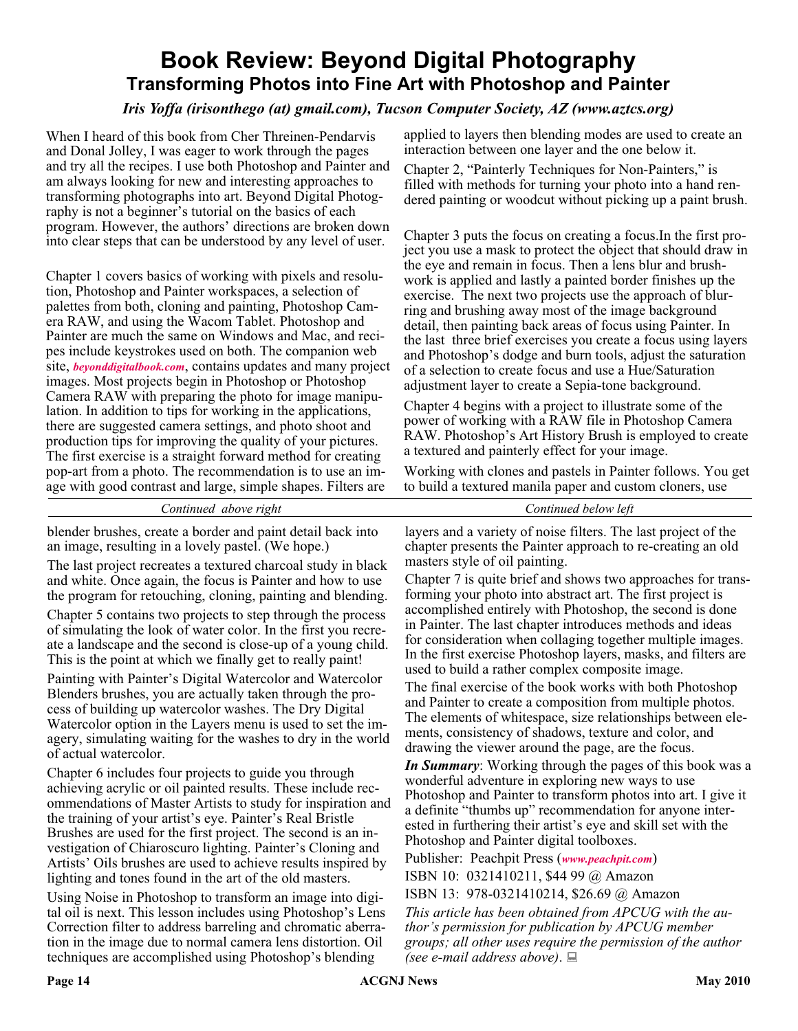# Book Review: Beyond Digital Photography

## Transforming Photos into Fine Art with Photoshop and Painter

*Iris Yoffa (irisonthego (at) gmail.com), Tucson Computer Society, AZ (www.aztcs.org)*

When I heard of this book from Cher Threinen-Pendarvis and Donal Jolley, I was eager to work through the pages and try all the recipes. I use both Photoshop and Painter and am always looking for new and interesting approaches to transforming photographs into art. Beyond Digital Photography is not a beginner's tutorial on the basics of each program. However, the authors' directions are broken down into clear steps that can be understood by any level of user.

Chapter 1 covers basics of working with pixels and resolution, Photoshop and Painter workspaces, a selection of palettes from both, cloning and painting, Photoshop Camera RAW, and using the Wacom Tablet. Photoshop and Painter are much the same on Windows and Mac, and recipes include keystrokes used on both. The companion web site, *beyonddigitalbook.com*, contains updates and many project images. Most projects begin in Photoshop or Photoshop Camera RAW with preparing the photo for image manipulation. In addition to tips for working in the applications, there are suggested camera settings, and photo shoot and production tips for improving the quality of your pictures. The first exercise is a straight forward method for creating pop-art from a photo. The recommendation is to use an image with good contrast and large, simple shapes. Filters are applied to layers then blending modes are used to create an interaction between one layer and the one below it.

Chapter 2, "Painterly Techniques for Non-Painters," is filled with methods for turning your photo into a hand rendered painting or woodcut without picking up a paint brush.

Chapter 3 puts the focus on creating a focus.In the first project you use a mask to protect the object that should draw in the eye and remain in focus. Then a lens blur and brushwork is applied and lastly a painted border finishes up the exercise. The next two projects use the approach of blurring and brushing away most of the image background detail, then painting back areas of focus using Painter. In the last three brief exercises you create a focus using layers and Photoshop's dodge and burn tools, adjust the saturation of a selection to create focus and use a Hue/Saturation adjustment layer to create a Sepia-tone background.

Chapter 4 begins with a project to illustrate some of the power of working with a RAW file in Photoshop Camera RAW. Photoshop's Art History Brush is employed to create a textured and painterly effect for your image.

Working with clones and pastels in Painter follows. You get to build a textured manila paper and custom cloners, use blender brushes, create a border and paint detail back into an image, resulting in a lovely pastel. (We hope.)

The last project recreates a textured charcoal study in black and white. Once again, the focus is Painter and how to use the program for retouching, cloning, painting and blending.

Chapter 5 contains two projects to step through the process of simulating the look of water color. In the first you recreate a landscape and the second is close-up of a young child. This is the point at which we finally get to really paint!

Painting with Painter's Digital Watercolor and Watercolor Blenders brushes, you are actually taken through the process of building up watercolor washes. The Dry Digital Watercolor option in the Layers menu is used to set the imagery, simulating waiting for the washes to dry in the world of actual watercolor.

Chapter 6 includes four projects to guide you through achieving acrylic or oil painted results. These include recommendations of Master Artists to study for inspiration and the training of your artist's eye. Painter's Real Bristle Brushes are used for the first project. The second is an investigation of Chiaroscuro lighting. Painter's Cloning and Artists' Oils brushes are used to achieve results inspired by lighting and tones found in the art of the old masters.

Using Noise in Photoshop to transform an image into digital oil is next. This lesson includes using Photoshop's Lens Correction filter to address barreling and chromatic aberration in the image due to normal camera lens distortion. Oil techniques are accomplished using Photoshop's blending layers and a variety of noise filters. The last project of the chapter presents the Painter approach to re-creating an old masters style of oil painting.

Chapter 7 is quite brief and shows two approaches for transforming your photo into abstract art. The first project is accomplished entirely with Photoshop, the second is done in Painter. The last chapter introduces methods and ideas for consideration when collaging together multiple images. In the first exercise Photoshop layers, masks, and filters are used to build a rather complex composite image.

The final exercise of the book works with both Photoshop and Painter to create a composition from multiple photos. The elements of whitespace, size relationships between elements, consistency of shadows, texture and color, and drawing the viewer around the page, are the focus.

***In Summary***: Working through the pages of this book was a wonderful adventure in exploring new ways to use Photoshop and Painter to transform photos into art. I give it a definite "thumbs up" recommendation for anyone interested in furthering their artist's eye and skill set with the Photoshop and Painter digital toolboxes.

Publisher: Peachpit Press (*www.peachpit.com*)

ISBN 10: 0321410211, $44 99 @ Amazon

ISBN 13: 978-0321410214, $26.69 @ Amazon

*This article has been obtained from APCUG with the author's permission for publication by APCUG member groups; all other uses require the permission of the author (see e-mail address above).*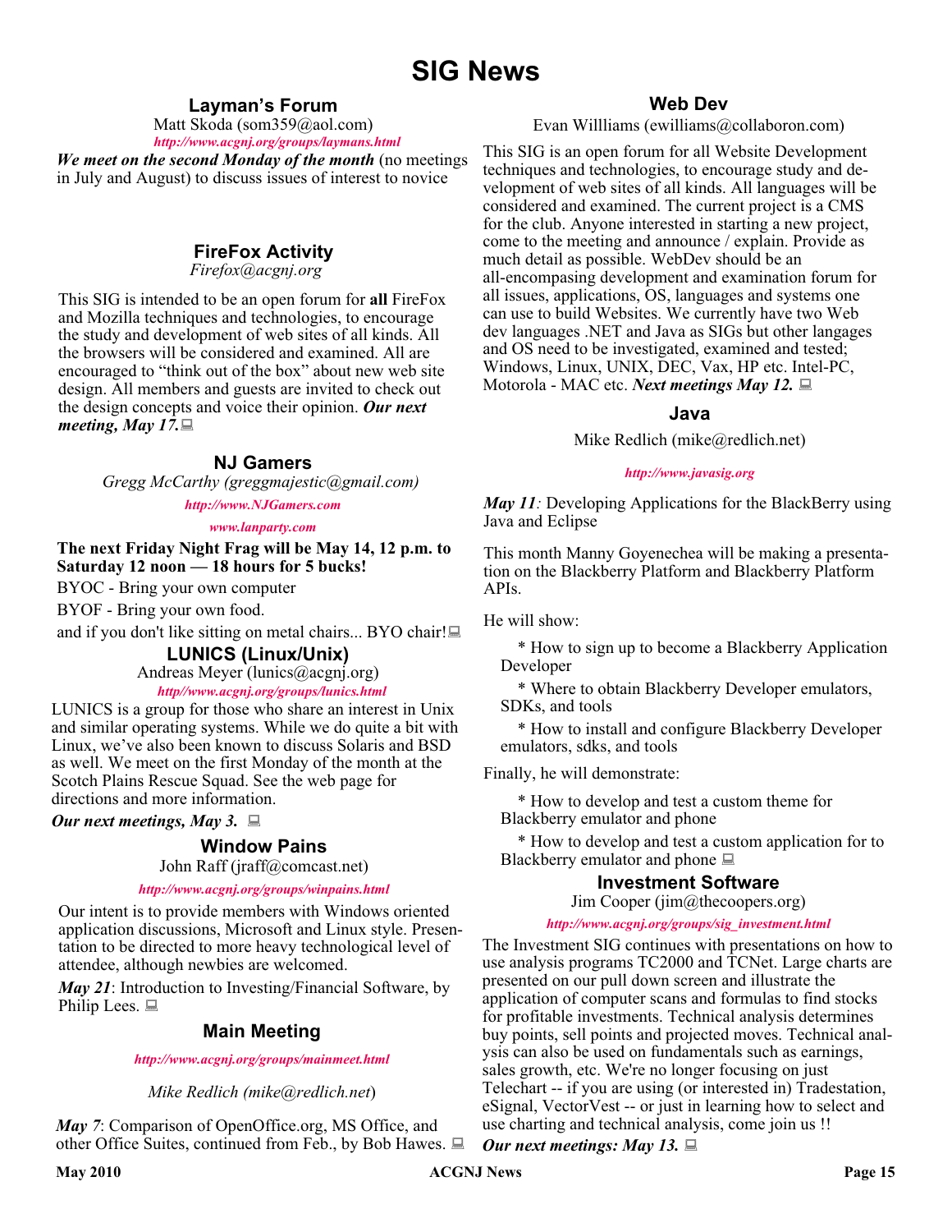# SIG News

## Layman's Forum

Matt Skoda (som359@aol.com)

*http://www.acgnj.org/groups/laymans.html*

***We meet on the second Monday of the month*** (no meetings in July and August) to discuss issues of interest to novice

## FireFox Activity

*Firefox@acgnj.org*

This SIG is intended to be an open forum for **all** FireFox and Mozilla techniques and technologies, to encourage the study and development of web sites of all kinds. All the browsers will be considered and examined. All are encouraged to "think out of the box" about new web site design. All members and guests are invited to check out the design concepts and voice their opinion. ***Our next meeting, May 17.***

## NJ Gamers

*Gregg McCarthy (greggmajestic@gmail.com)*

*http://www.NJGamers.com*

*www.lanparty.com*

**The next Friday Night Frag will be May 14, 12 p.m. to Saturday 12 noon — 18 hours for 5 bucks!**

BYOC - Bring your own computer

BYOF - Bring your own food.

and if you don't like sitting on metal chairs... BYO chair!

## LUNICS (Linux/Unix)

Andreas Meyer (lunics@acgnj.org)

*http//www.acgnj.org/groups/lunics.html*

LUNICS is a group for those who share an interest in Unix and similar operating systems. While we do quite a bit with Linux, we've also been known to discuss Solaris and BSD as well. We meet on the first Monday of the month at the Scotch Plains Rescue Squad. See the web page for directions and more information.

***Our next meetings, May 3.***

## Window Pains

John Raff (jraff@comcast.net)

*http://www.acgnj.org/groups/winpains.html*

Our intent is to provide members with Windows oriented application discussions, Microsoft and Linux style. Presentation to be directed to more heavy technological level of attendee, although newbies are welcomed.

***May 21***: Introduction to Investing/Financial Software, by Philip Lees.

## Main Meeting

*http://www.acgnj.org/groups/mainmeet.html*

*Mike Redlich (mike@redlich.net)*

***May 7***: Comparison of OpenOffice.org, MS Office, and other Office Suites, continued from Feb., by Bob Hawes.

## Web Dev

Evan Willliams (ewilliams@collaboron.com)

This SIG is an open forum for all Website Development techniques and technologies, to encourage study and development of web sites of all kinds. All languages will be considered and examined. The current project is a CMS for the club. Anyone interested in starting a new project, come to the meeting and announce / explain. Provide as much detail as possible. WebDev should be an all-encompasing development and examination forum for all issues, applications, OS, languages and systems one can use to build Websites. We currently have two Web dev languages .NET and Java as SIGs but other langages and OS need to be investigated, examined and tested; Windows, Linux, UNIX, DEC, Vax, HP etc. Intel-PC, Motorola - MAC etc. ***Next meetings May 12.***

## Java

Mike Redlich (mike@redlich.net)

*http://www.javasig.org*

***May 11***: Developing Applications for the BlackBerry using Java and Eclipse

This month Manny Goyenechea will be making a presentation on the Blackberry Platform and Blackberry Platform APIs.

He will show:

* How to sign up to become a Blackberry Application Developer
* Where to obtain Blackberry Developer emulators, SDKs, and tools
* How to install and configure Blackberry Developer emulators, sdks, and tools

Finally, he will demonstrate:

* How to develop and test a custom theme for Blackberry emulator and phone
* How to develop and test a custom application for to Blackberry emulator and phone

## Investment Software

Jim Cooper (jim@thecoopers.org)

*http://www.acgnj.org/groups/sig_investment.html*

The Investment SIG continues with presentations on how to use analysis programs TC2000 and TCNet. Large charts are presented on our pull down screen and illustrate the application of computer scans and formulas to find stocks for profitable investments. Technical analysis determines buy points, sell points and projected moves. Technical analysis can also be used on fundamentals such as earnings, sales growth, etc. We're no longer focusing on just Telechart -- if you are using (or interested in) Tradestation, eSignal, VectorVest -- or just in learning how to select and use charting and technical analysis, come join us !!

***Our next meetings: May 13.***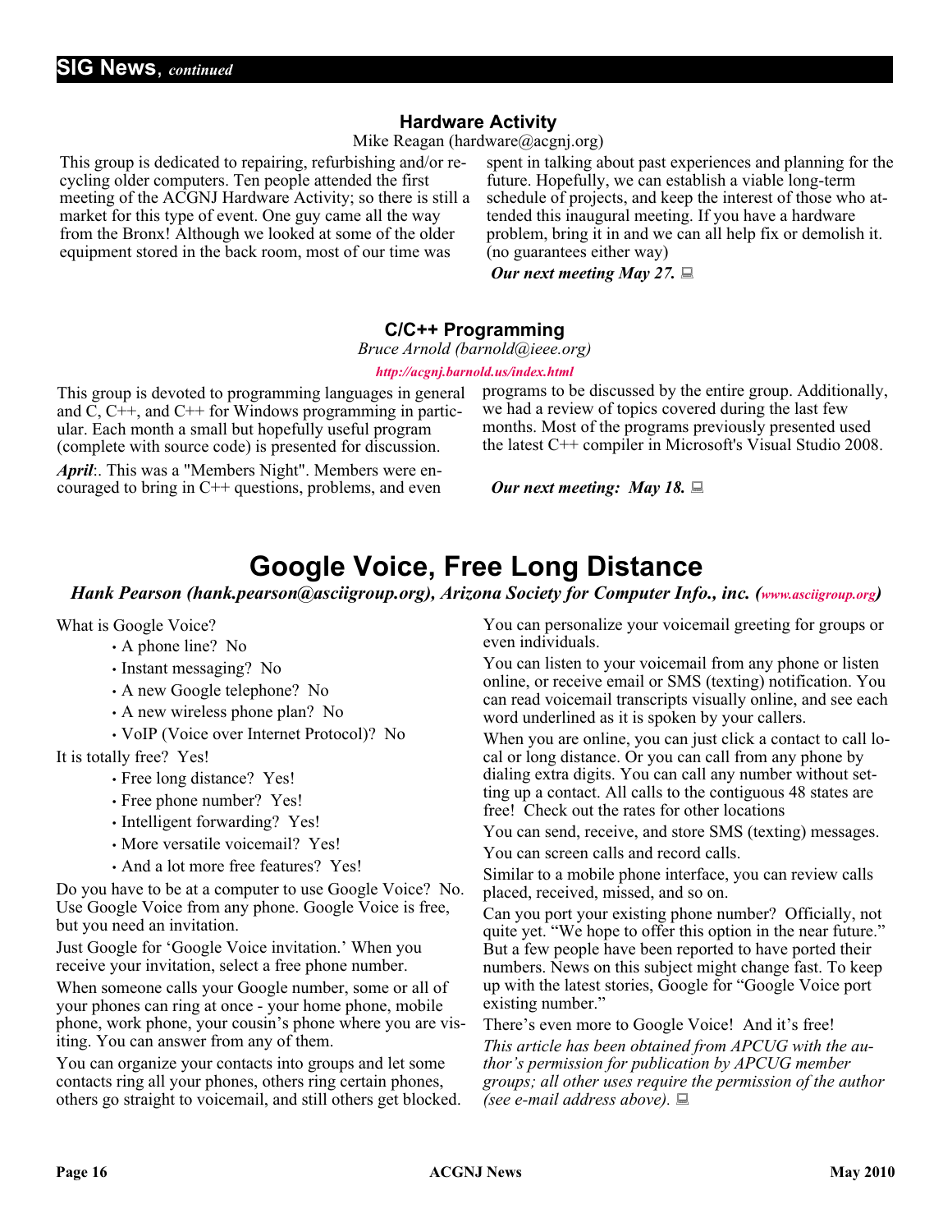## SIG News, *continued*

### Hardware Activity

Mike Reagan (hardware@acgnj.org)

This group is dedicated to repairing, refurbishing and/or recycling older computers. Ten people attended the first meeting of the ACGNJ Hardware Activity; so there is still a market for this type of event. One guy came all the way from the Bronx! Although we looked at some of the older equipment stored in the back room, most of our time was spent in talking about past experiences and planning for the future. Hopefully, we can establish a viable long-term schedule of projects, and keep the interest of those who attended this inaugural meeting. If you have a hardware problem, bring it in and we can all help fix or demolish it. (no guarantees either way)

***Our next meeting May 27.***

### C/C++ Programming

*Bruce Arnold (barnold@ieee.org)*

***http://acgnj.barnold.us/index.html***

This group is devoted to programming languages in general and C, C++, and C++ for Windows programming in particular. Each month a small but hopefully useful program (complete with source code) is presented for discussion.

***April***:. This was a "Members Night". Members were encouraged to bring in C++ questions, problems, and even programs to be discussed by the entire group. Additionally, we had a review of topics covered during the last few months. Most of the programs previously presented used the latest C++ compiler in Microsoft's Visual Studio 2008.

***Our next meeting: May 18.***

# Google Voice, Free Long Distance

***Hank Pearson (hank.pearson@asciigroup.org), Arizona Society for Computer Info., inc. (www.asciigroup.org)***

What is Google Voice?

- A phone line? No
- Instant messaging? No
- A new Google telephone? No
- A new wireless phone plan? No
- VoIP (Voice over Internet Protocol)? No

It is totally free? Yes!

- Free long distance? Yes!
- Free phone number? Yes!
- Intelligent forwarding? Yes!
- More versatile voicemail? Yes!
- And a lot more free features? Yes!

Do you have to be at a computer to use Google Voice? No. Use Google Voice from any phone. Google Voice is free, but you need an invitation.

Just Google for 'Google Voice invitation.' When you receive your invitation, select a free phone number.

When someone calls your Google number, some or all of your phones can ring at once - your home phone, mobile phone, work phone, your cousin's phone where you are visiting. You can answer from any of them.

You can organize your contacts into groups and let some contacts ring all your phones, others ring certain phones, others go straight to voicemail, and still others get blocked.

You can personalize your voicemail greeting for groups or even individuals.

You can listen to your voicemail from any phone or listen online, or receive email or SMS (texting) notification. You can read voicemail transcripts visually online, and see each word underlined as it is spoken by your callers.

When you are online, you can just click a contact to call local or long distance. Or you can call from any phone by dialing extra digits. You can call any number without setting up a contact. All calls to the contiguous 48 states are free! Check out the rates for other locations

You can send, receive, and store SMS (texting) messages.

You can screen calls and record calls.

Similar to a mobile phone interface, you can review calls placed, received, missed, and so on.

Can you port your existing phone number? Officially, not quite yet. "We hope to offer this option in the near future." But a few people have been reported to have ported their numbers. News on this subject might change fast. To keep up with the latest stories, Google for "Google Voice port existing number."

There's even more to Google Voice! And it's free!

*This article has been obtained from APCUG with the author's permission for publication by APCUG member groups; all other uses require the permission of the author (see e-mail address above).*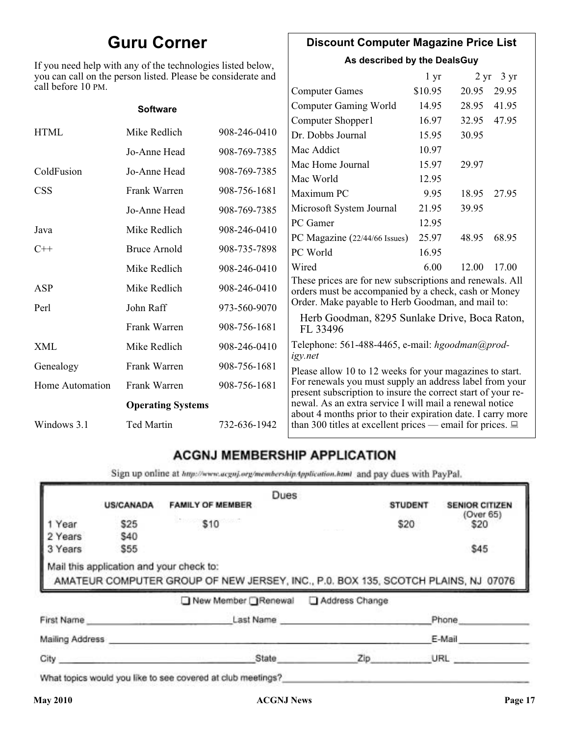## Guru Corner

If you need help with any of the technologies listed below, you can call on the person listed. Please be considerate and call before 10 PM.

| | **Software** | |
|---|---|---|
| HTML | Mike Redlich | 908-246-0410 |
| | Jo-Anne Head | 908-769-7385 |
| ColdFusion | Jo-Anne Head | 908-769-7385 |
| CSS | Frank Warren | 908-756-1681 |
| | Jo-Anne Head | 908-769-7385 |
| Java | Mike Redlich | 908-246-0410 |
| C++ | Bruce Arnold | 908-735-7898 |
| | Mike Redlich | 908-246-0410 |
| ASP | Mike Redlich | 908-246-0410 |
| Perl | John Raff | 973-560-9070 |
| | Frank Warren | 908-756-1681 |
| XML | Mike Redlich | 908-246-0410 |
| Genealogy | Frank Warren | 908-756-1681 |
| Home Automation | Frank Warren | 908-756-1681 |
| | **Operating Systems** | |
| Windows 3.1 | Ted Martin | 732-636-1942 |

## Discount Computer Magazine Price List

**As described by the DealsGuy**

| | 1 yr | 2 yr | 3 yr |
|---|---|---|---|
| Computer Games | $10.95 | 20.95 | 29.95 |
| Computer Gaming World | 14.95 | 28.95 | 41.95 |
| Computer Shopper1 | 16.97 | 32.95 | 47.95 |
| Dr. Dobbs Journal | 15.95 | 30.95 | |
| Mac Addict | 10.97 | | |
| Mac Home Journal | 15.97 | 29.97 | |
| Mac World | 12.95 | | |
| Maximum PC | 9.95 | 18.95 | 27.95 |
| Microsoft System Journal | 21.95 | 39.95 | |
| PC Gamer | 12.95 | | |
| PC Magazine (22/44/66 Issues) | 25.97 | 48.95 | 68.95 |
| PC World | 16.95 | | |
| Wired | 6.00 | 12.00 | 17.00 |

These prices are for new subscriptions and renewals. All orders must be accompanied by a check, cash or Money Order. Make payable to Herb Goodman, and mail to:

Herb Goodman, 8295 Sunlake Drive, Boca Raton, FL 33496

Telephone: 561-488-4465, e-mail: *hgoodman@prodigy.net*

Please allow 10 to 12 weeks for your magazines to start. For renewals you must supply an address label from your present subscription to insure the correct start of your renewal. As an extra service I will mail a renewal notice about 4 months prior to their expiration date. I carry more than 300 titles at excellent prices — email for prices.

## ACGNJ MEMBERSHIP APPLICATION

Sign up online at http://www.acgnj.org/membershipApplication.html and pay dues with PayPal.

**Dues**

| | US/CANADA | FAMILY OF MEMBER | STUDENT | SENIOR CITIZEN (Over 65) |
|---|---|---|---|---|
| 1 Year | $25 | $10 | $20 | $20 |
| 2 Years | $40 | | | |
| 3 Years | $55 | | | $45 |

Mail this application and your check to:

AMATEUR COMPUTER GROUP OF NEW JERSEY, INC., P.0. BOX 135, SCOTCH PLAINS, NJ 07076

☐ New Member ☐ Renewal ☐ Address Change

First Name ____________ Last Name ____________ Phone ____________

Mailing Address ____________ E-Mail ____________

City ____________ State ____________ Zip ____________ URL ____________

What topics would you like to see covered at club meetings? ____________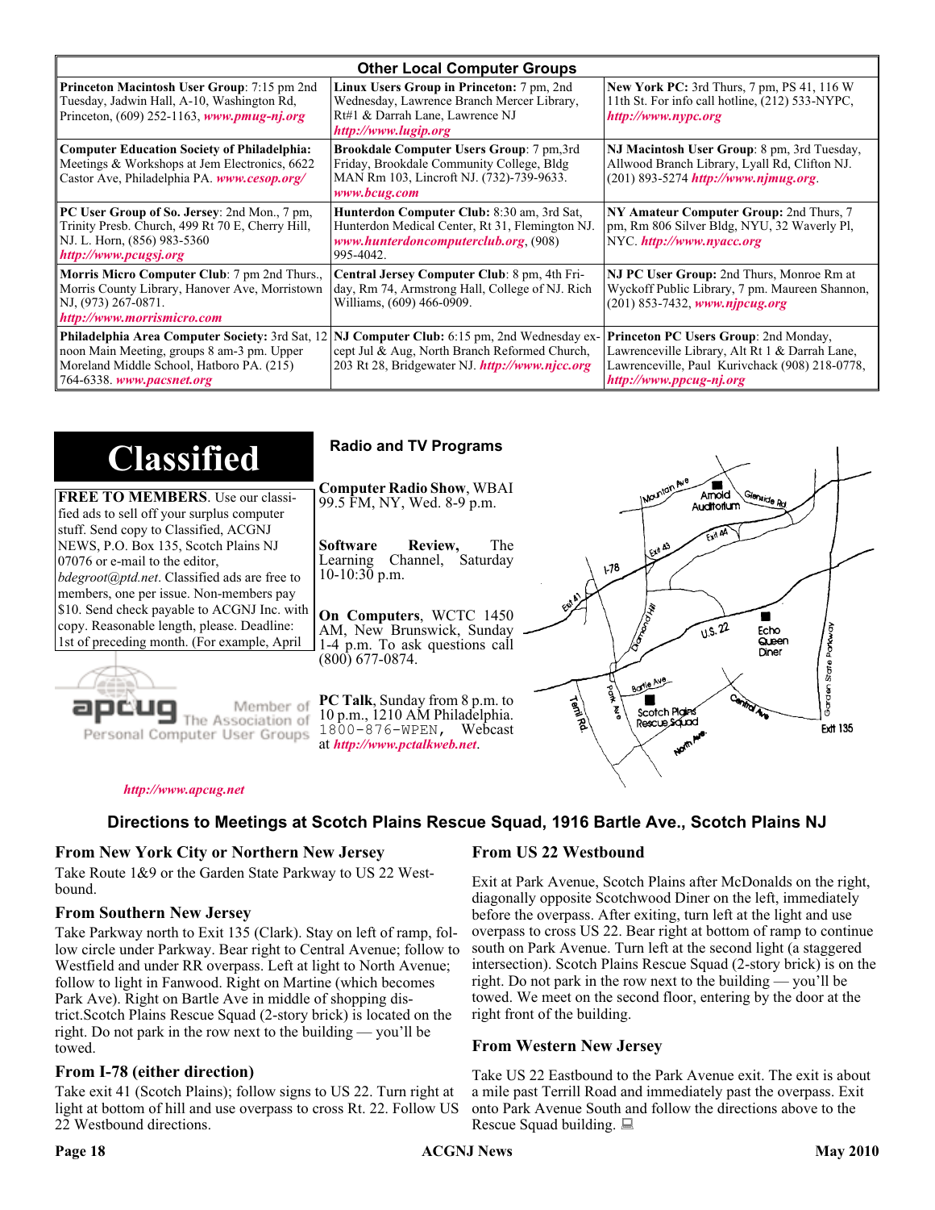## Other Local Computer Groups

| | | |
|---|---|---|
| **Princeton Macintosh User Group**: 7:15 pm 2nd Tuesday, Jadwin Hall, A-10, Washington Rd, Princeton, (609) 252-1163, ***www.pmug-nj.org*** | **Linux Users Group in Princeton:** 7 pm, 2nd Wednesday, Lawrence Branch Mercer Library, Rt#1 & Darrah Lane, Lawrence NJ ***http://www.lugip.org*** | **New York PC:** 3rd Thurs, 7 pm, PS 41, 116 W 11th St. For info call hotline, (212) 533-NYPC, ***http://www.nypc.org*** |
| **Computer Education Society of Philadelphia:** Meetings & Workshops at Jem Electronics, 6622 Castor Ave, Philadelphia PA. ***www.cesop.org/*** | **Brookdale Computer Users Group**: 7 pm,3rd Friday, Brookdale Community College, Bldg MAN Rm 103, Lincroft NJ. (732)-739-9633. ***www.bcug.com*** | **NJ Macintosh User Group**: 8 pm, 3rd Tuesday, Allwood Branch Library, Lyall Rd, Clifton NJ. (201) 893-5274 ***http://www.njmug.org***. |
| **PC User Group of So. Jersey**: 2nd Mon., 7 pm, Trinity Presb. Church, 499 Rt 70 E, Cherry Hill, NJ. L. Horn, (856) 983-5360 ***http://www.pcugsj.org*** | **Hunterdon Computer Club:** 8:30 am, 3rd Sat, Hunterdon Medical Center, Rt 31, Flemington NJ. ***www.hunterdoncomputerclub.org***, (908) 995-4042. | **NY Amateur Computer Group:** 2nd Thurs, 7 pm, Rm 806 Silver Bldg, NYU, 32 Waverly Pl, NYC. ***http://www.nyacc.org*** |
| **Morris Micro Computer Club**: 7 pm 2nd Thurs., Morris County Library, Hanover Ave, Morristown NJ, (973) 267-0871. ***http://www.morrismicro.com*** | **Central Jersey Computer Club**: 8 pm, 4th Friday, Rm 74, Armstrong Hall, College of NJ. Rich Williams, (609) 466-0909. | **NJ PC User Group:** 2nd Thurs, Monroe Rm at Wyckoff Public Library, 7 pm. Maureen Shannon, (201) 853-7432, ***www.njpcug.org*** |
| **Philadelphia Area Computer Society:** 3rd Sat, 12 noon Main Meeting, groups 8 am-3 pm. Upper Moreland Middle School, Hatboro PA. (215) 764-6338. ***www.pacsnet.org*** | **NJ Computer Club:** 6:15 pm, 2nd Wednesday except Jul & Aug, North Branch Reformed Church, 203 Rt 28, Bridgewater NJ. ***http://www.njcc.org*** | **Princeton PC Users Group**: 2nd Monday, Lawrenceville Library, Alt Rt 1 & Darrah Lane, Lawrenceville, Paul Kurivchack (908) 218-0778, ***http://www.ppcug-nj.org*** |

# Classified

**FREE TO MEMBERS**. Use our classified ads to sell off your surplus computer stuff. Send copy to Classified, ACGNJ NEWS, P.O. Box 135, Scotch Plains NJ 07076 or e-mail to the editor, *bdegroot@ptd.net*. Classified ads are free to members, one per issue. Non-members pay $10. Send check payable to ACGNJ Inc. with copy. Reasonable length, please. Deadline: 1st of preceding month. (For example, April

apcug Member of The Association of Personal Computer User Groups

***http://www.apcug.net***

## Radio and TV Programs

**Computer Radio Show**, WBAI 99.5 FM, NY, Wed. 8-9 p.m.

**Software Review,** The Learning Channel, Saturday 10-10:30 p.m.

**On Computers**, WCTC 1450 AM, New Brunswick, Sunday 1-4 p.m. To ask questions call (800) 677-0874.

**PC Talk**, Sunday from 8 p.m. to 10 p.m., 1210 AM Philadelphia. 1800-876-WPEN, Webcast at ***http://www.pctalkweb.net***.

## Directions to Meetings at Scotch Plains Rescue Squad, 1916 Bartle Ave., Scotch Plains NJ

### From New York City or Northern New Jersey

Take Route 1&9 or the Garden State Parkway to US 22 Westbound.

### From Southern New Jersey

Take Parkway north to Exit 135 (Clark). Stay on left of ramp, follow circle under Parkway. Bear right to Central Avenue; follow to Westfield and under RR overpass. Left at light to North Avenue; follow to light in Fanwood. Right on Martine (which becomes Park Ave). Right on Bartle Ave in middle of shopping district.Scotch Plains Rescue Squad (2-story brick) is located on the right. Do not park in the row next to the building — you'll be towed.

### From I-78 (either direction)

Take exit 41 (Scotch Plains); follow signs to US 22. Turn right at light at bottom of hill and use overpass to cross Rt. 22. Follow US 22 Westbound directions.

### From US 22 Westbound

Exit at Park Avenue, Scotch Plains after McDonalds on the right, diagonally opposite Scotchwood Diner on the left, immediately before the overpass. After exiting, turn left at the light and use overpass to cross US 22. Bear right at bottom of ramp to continue south on Park Avenue. Turn left at the second light (a staggered intersection). Scotch Plains Rescue Squad (2-story brick) is on the right. Do not park in the row next to the building — you'll be towed. We meet on the second floor, entering by the door at the right front of the building.

### From Western New Jersey

Take US 22 Eastbound to the Park Avenue exit. The exit is about a mile past Terrill Road and immediately past the overpass. Exit onto Park Avenue South and follow the directions above to the Rescue Squad building.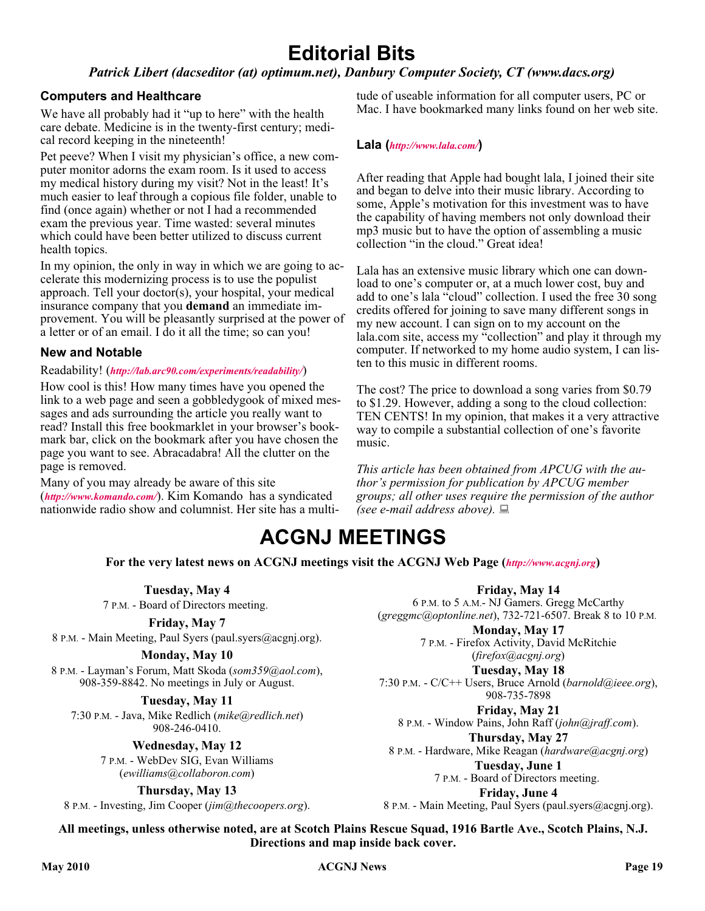# Editorial Bits

*Patrick Libert (dacseditor (at) optimum.net), Danbury Computer Society, CT (www.dacs.org)*

### Computers and Healthcare

We have all probably had it "up to here" with the health care debate. Medicine is in the twenty-first century; medical record keeping in the nineteenth!

Pet peeve? When I visit my physician's office, a new computer monitor adorns the exam room. Is it used to access my medical history during my visit? Not in the least! It's much easier to leaf through a copious file folder, unable to find (once again) whether or not I had a recommended exam the previous year. Time wasted: several minutes which could have been better utilized to discuss current health topics.

In my opinion, the only in way in which we are going to accelerate this modernizing process is to use the populist approach. Tell your doctor(s), your hospital, your medical insurance company that you **demand** an immediate improvement. You will be pleasantly surprised at the power of a letter or of an email. I do it all the time; so can you!

### New and Notable

Readability! (*http://lab.arc90.com/experiments/readability/*)

How cool is this! How many times have you opened the link to a web page and seen a gobbledygook of mixed messages and ads surrounding the article you really want to read? Install this free bookmarklet in your browser's bookmark bar, click on the bookmark after you have chosen the page you want to see. Abracadabra! All the clutter on the page is removed.

Many of you may already be aware of this site (*http://www.komando.com/*). Kim Komando has a syndicated nationwide radio show and columnist. Her site has a multitude of useable information for all computer users, PC or Mac. I have bookmarked many links found on her web site.

### Lala (*http://www.lala.com/*)

After reading that Apple had bought lala, I joined their site and began to delve into their music library. According to some, Apple's motivation for this investment was to have the capability of having members not only download their mp3 music but to have the option of assembling a music collection "in the cloud." Great idea!

Lala has an extensive music library which one can download to one's computer or, at a much lower cost, buy and add to one's lala "cloud" collection. I used the free 30 song credits offered for joining to save many different songs in my new account. I can sign on to my account on the lala.com site, access my "collection" and play it through my computer. If networked to my home audio system, I can listen to this music in different rooms.

The cost? The price to download a song varies from $0.79 to $1.29. However, adding a song to the cloud collection: TEN CENTS! In my opinion, that makes it a very attractive way to compile a substantial collection of one's favorite music.

*This article has been obtained from APCUG with the author's permission for publication by APCUG member groups; all other uses require the permission of the author (see e-mail address above).*

# ACGNJ MEETINGS

**For the very latest news on ACGNJ meetings visit the ACGNJ Web Page (*http://www.acgnj.org*)**

**Tuesday, May 4**
7 P.M. - Board of Directors meeting.

**Friday, May 7**
8 P.M. - Main Meeting, Paul Syers (paul.syers@acgnj.org).

**Monday, May 10**
8 P.M. - Layman's Forum, Matt Skoda (*som359@aol.com*), 908-359-8842. No meetings in July or August.

**Tuesday, May 11**
7:30 P.M. - Java, Mike Redlich (*mike@redlich.net*) 908-246-0410.

**Wednesday, May 12**
7 P.M. - WebDev SIG, Evan Williams (*ewilliams@collaboron.com*)

**Thursday, May 13**
8 P.M. - Investing, Jim Cooper (*jim@thecoopers.org*).

**Friday, May 14**
6 P.M. to 5 A.M.- NJ Gamers. Gregg McCarthy (*greggmc@optonline.net*), 732-721-6507. Break 8 to 10 P.M.

**Monday, May 17**
7 P.M. - Firefox Activity, David McRitchie (*firefox@acgnj.org*)

**Tuesday, May 18**
7:30 P.M. - C/C++ Users, Bruce Arnold (*barnold@ieee.org*), 908-735-7898

**Friday, May 21**
8 P.M. - Window Pains, John Raff (*john@jraff.com*).

**Thursday, May 27**
8 P.M. - Hardware, Mike Reagan (*hardware@acgnj.org*)

**Tuesday, June 1**
7 P.M. - Board of Directors meeting.

**Friday, June 4**
8 P.M. - Main Meeting, Paul Syers (paul.syers@acgnj.org).

**All meetings, unless otherwise noted, are at Scotch Plains Rescue Squad, 1916 Bartle Ave., Scotch Plains, N.J. Directions and map inside back cover.**